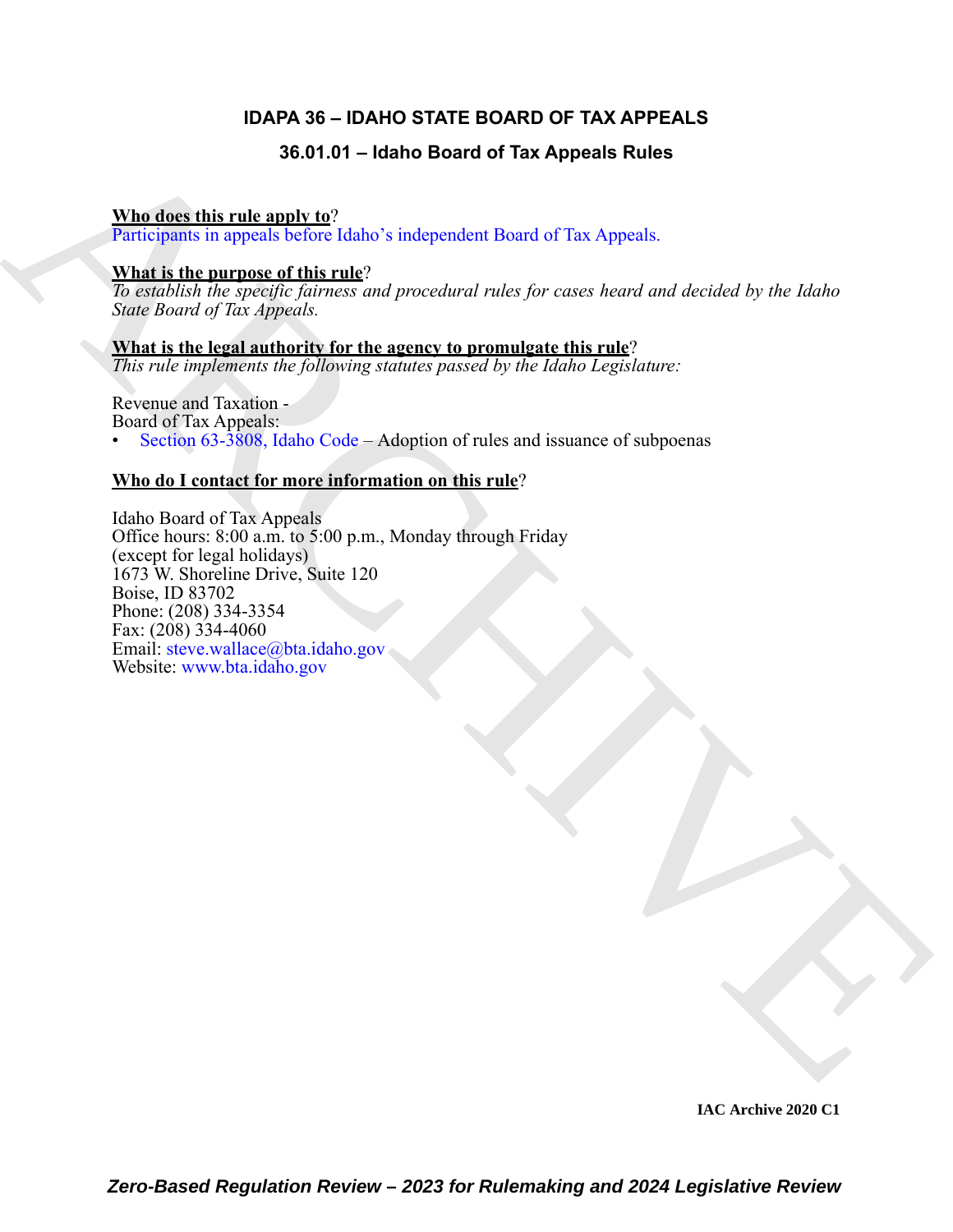# IDAPA 36 – IDAHO STATE BOARD OF TAX APPEALS

## 36.01.01 – Idaho Board of Tax Appeals Rules

**Who does this rule apply to**?
Participants in appeals before Idaho's independent Board of Tax Appeals.

**What is the purpose of this rule**?
*To establish the specific fairness and procedural rules for cases heard and decided by the Idaho State Board of Tax Appeals.*

**What is the legal authority for the agency to promulgate this rule**?
*This rule implements the following statutes passed by the Idaho Legislature:*

Revenue and Taxation -
Board of Tax Appeals:
- Section 63-3808, Idaho Code – Adoption of rules and issuance of subpoenas

**Who do I contact for more information on this rule**?

Idaho Board of Tax Appeals
Office hours: 8:00 a.m. to 5:00 p.m., Monday through Friday
(except for legal holidays)
1673 W. Shoreline Drive, Suite 120
Boise, ID 83702
Phone: (208) 334-3354
Fax: (208) 334-4060
Email: steve.wallace@bta.idaho.gov
Website: www.bta.idaho.gov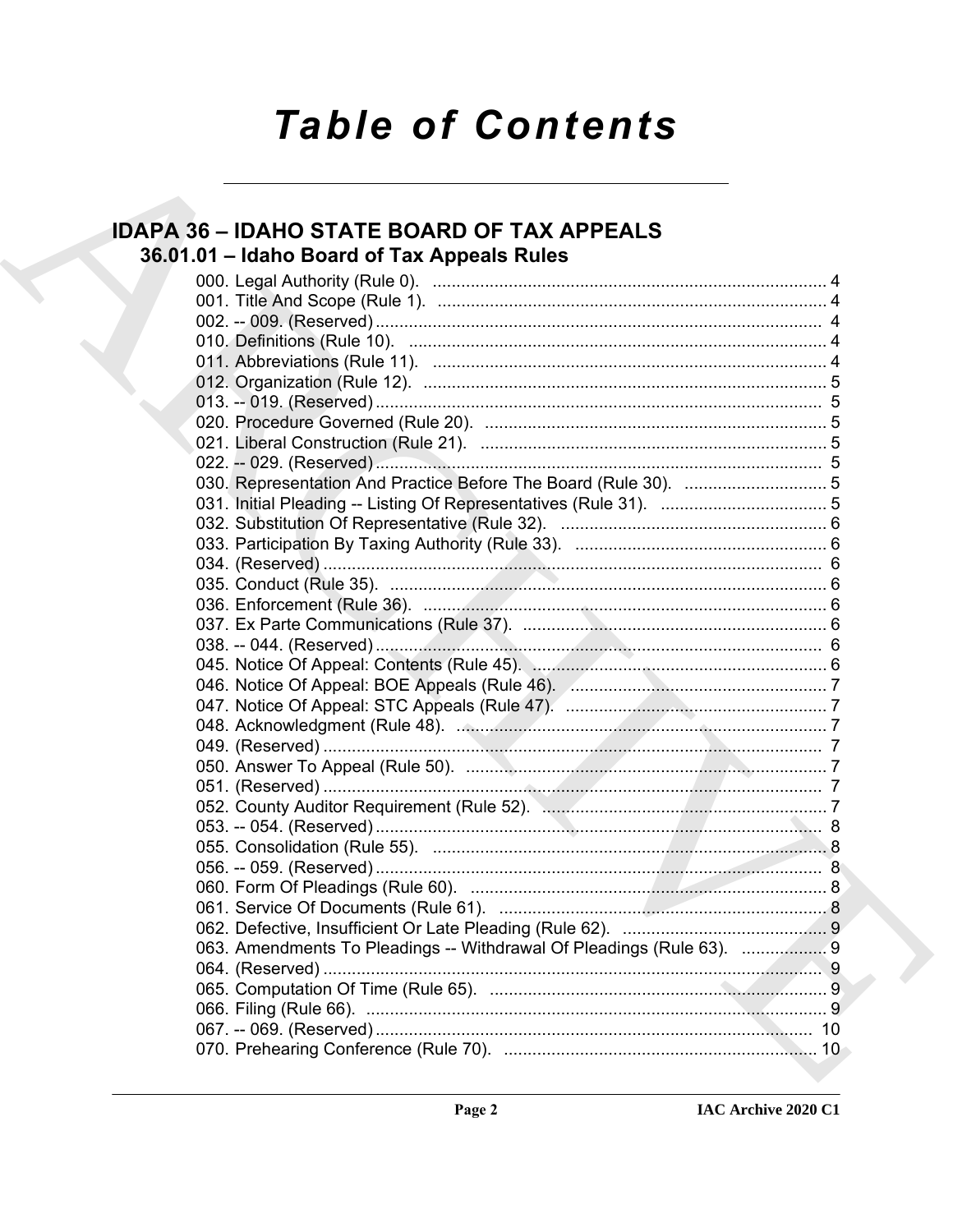# Table of Contents

## IDAPA 36 – IDAHO STATE BOARD OF TAX APPEALS

### 36.01.01 – Idaho Board of Tax Appeals Rules

000. Legal Authority (Rule 0). .......... 4
001. Title And Scope (Rule 1). .......... 4
002. -- 009. (Reserved) .......... 4
010. Definitions (Rule 10). .......... 4
011. Abbreviations (Rule 11). .......... 4
012. Organization (Rule 12). .......... 5
013. -- 019. (Reserved) .......... 5
020. Procedure Governed (Rule 20). .......... 5
021. Liberal Construction (Rule 21). .......... 5
022. -- 029. (Reserved) .......... 5
030. Representation And Practice Before The Board (Rule 30). .......... 5
031. Initial Pleading -- Listing Of Representatives (Rule 31). .......... 5
032. Substitution Of Representative (Rule 32). .......... 6
033. Participation By Taxing Authority (Rule 33). .......... 6
034. (Reserved) .......... 6
035. Conduct (Rule 35). .......... 6
036. Enforcement (Rule 36). .......... 6
037. Ex Parte Communications (Rule 37). .......... 6
038. -- 044. (Reserved) .......... 6
045. Notice Of Appeal: Contents (Rule 45). .......... 6
046. Notice Of Appeal: BOE Appeals (Rule 46). .......... 7
047. Notice Of Appeal: STC Appeals (Rule 47). .......... 7
048. Acknowledgment (Rule 48). .......... 7
049. (Reserved) .......... 7
050. Answer To Appeal (Rule 50). .......... 7
051. (Reserved) .......... 7
052. County Auditor Requirement (Rule 52). .......... 7
053. -- 054. (Reserved) .......... 8
055. Consolidation (Rule 55). .......... 8
056. -- 059. (Reserved) .......... 8
060. Form Of Pleadings (Rule 60). .......... 8
061. Service Of Documents (Rule 61). .......... 8
062. Defective, Insufficient Or Late Pleading (Rule 62). .......... 9
063. Amendments To Pleadings -- Withdrawal Of Pleadings (Rule 63). .......... 9
064. (Reserved) .......... 9
065. Computation Of Time (Rule 65). .......... 9
066. Filing (Rule 66). .......... 9
067. -- 069. (Reserved) .......... 10
070. Prehearing Conference (Rule 70). .......... 10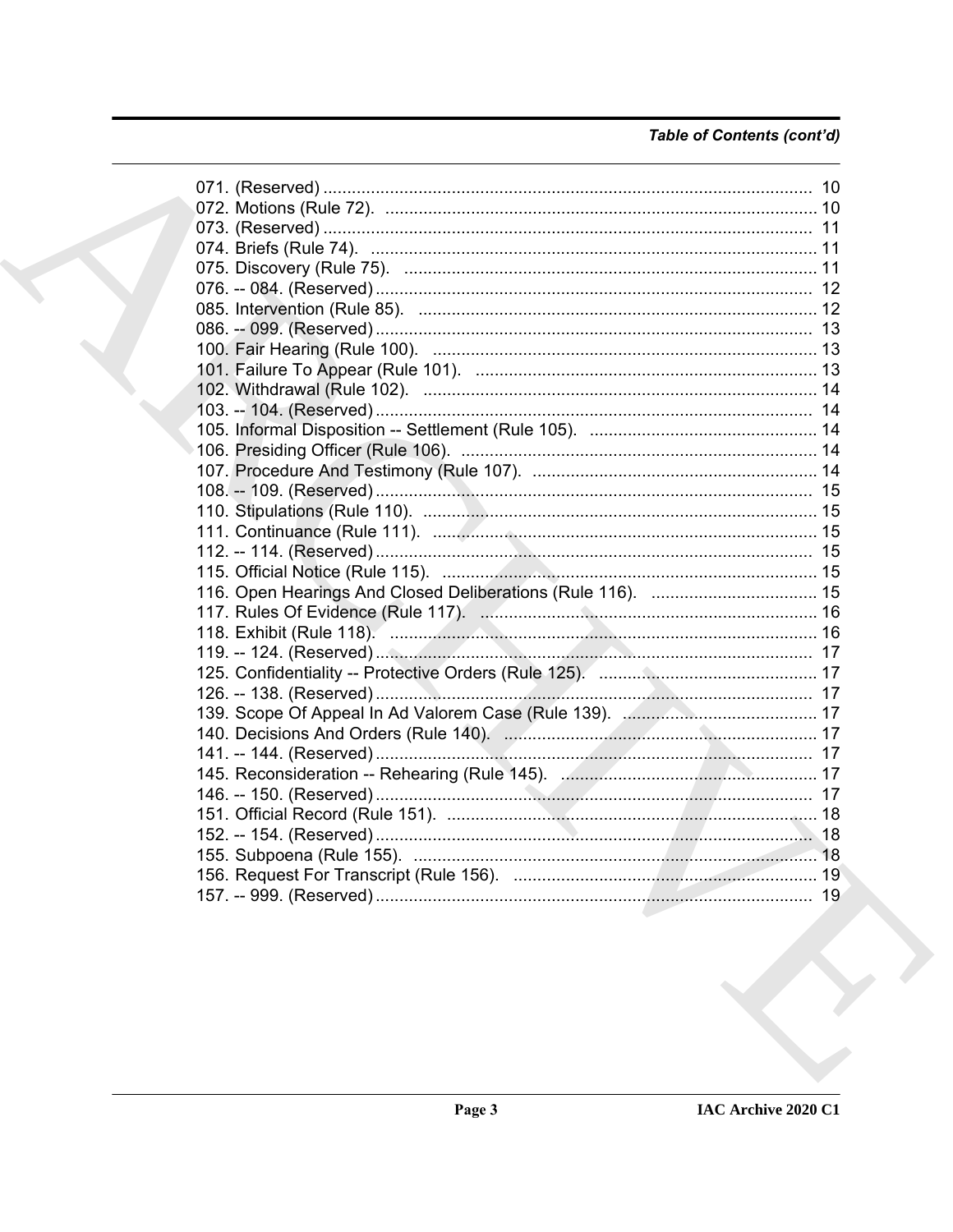*Table of Contents (cont'd)*

071. (Reserved) ........................................................................................................ 10
072. Motions (Rule 72). .......................................................................................... 10
073. (Reserved) ........................................................................................................ 11
074. Briefs (Rule 74). .............................................................................................. 11
075. Discovery (Rule 75). ...................................................................................... 11
076. -- 084. (Reserved) ............................................................................................ 12
085. Intervention (Rule 85). ................................................................................... 12
086. -- 099. (Reserved) ............................................................................................ 13
100. Fair Hearing (Rule 100). ................................................................................. 13
101. Failure To Appear (Rule 101). ........................................................................ 13
102. Withdrawal (Rule 102). ................................................................................... 14
103. -- 104. (Reserved) ............................................................................................ 14
105. Informal Disposition -- Settlement (Rule 105). ................................................ 14
106. Presiding Officer (Rule 106). ........................................................................... 14
107. Procedure And Testimony (Rule 107). ............................................................ 14
108. -- 109. (Reserved) ............................................................................................ 15
110. Stipulations (Rule 110). ................................................................................... 15
111. Continuance (Rule 111). ................................................................................. 15
112. -- 114. (Reserved) ............................................................................................ 15
115. Official Notice (Rule 115). ............................................................................... 15
116. Open Hearings And Closed Deliberations (Rule 116). ................................... 15
117. Rules Of Evidence (Rule 117). ....................................................................... 16
118. Exhibit (Rule 118). .......................................................................................... 16
119. -- 124. (Reserved) ............................................................................................ 17
125. Confidentiality -- Protective Orders (Rule 125). .............................................. 17
126. -- 138. (Reserved) ............................................................................................ 17
139. Scope Of Appeal In Ad Valorem Case (Rule 139). ......................................... 17
140. Decisions And Orders (Rule 140). .................................................................. 17
141. -- 144. (Reserved) ............................................................................................ 17
145. Reconsideration -- Rehearing (Rule 145). ...................................................... 17
146. -- 150. (Reserved) ............................................................................................ 17
151. Official Record (Rule 151). ............................................................................. 18
152. -- 154. (Reserved) ............................................................................................ 18
155. Subpoena (Rule 155). ..................................................................................... 18
156. Request For Transcript (Rule 156). ................................................................ 19
157. -- 999. (Reserved) ............................................................................................ 19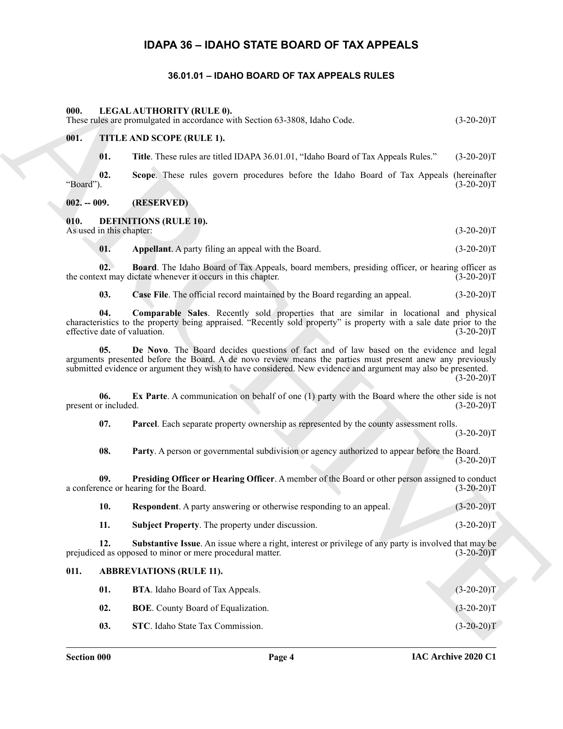# IDAPA 36 – IDAHO STATE BOARD OF TAX APPEALS

## 36.01.01 – IDAHO BOARD OF TAX APPEALS RULES

**000. LEGAL AUTHORITY (RULE 0).**
These rules are promulgated in accordance with Section 63-3808, Idaho Code. (3-20-20)T

**001. TITLE AND SCOPE (RULE 1).**

**01. Title**. These rules are titled IDAPA 36.01.01, "Idaho Board of Tax Appeals Rules." (3-20-20)T

**02. Scope**. These rules govern procedures before the Idaho Board of Tax Appeals (hereinafter "Board"). (3-20-20)T

**002. -- 009. (RESERVED)**

**010. DEFINITIONS (RULE 10).**
As used in this chapter: (3-20-20)T

**01. Appellant**. A party filing an appeal with the Board. (3-20-20)T

**02. Board**. The Idaho Board of Tax Appeals, board members, presiding officer, or hearing officer as the context may dictate whenever it occurs in this chapter. (3-20-20)T

**03. Case File**. The official record maintained by the Board regarding an appeal. (3-20-20)T

**04. Comparable Sales**. Recently sold properties that are similar in locational and physical characteristics to the property being appraised. "Recently sold property" is property with a sale date prior to the effective date of valuation. (3-20-20)T

**05. De Novo**. The Board decides questions of fact and of law based on the evidence and legal arguments presented before the Board. A de novo review means the parties must present anew any previously submitted evidence or argument they wish to have considered. New evidence and argument may also be presented. (3-20-20)T

**06. Ex Parte**. A communication on behalf of one (1) party with the Board where the other side is not present or included. (3-20-20)T

**07. Parcel**. Each separate property ownership as represented by the county assessment rolls. (3-20-20)T

**08. Party**. A person or governmental subdivision or agency authorized to appear before the Board. (3-20-20)T

**09. Presiding Officer or Hearing Officer**. A member of the Board or other person assigned to conduct a conference or hearing for the Board. (3-20-20)T

**10. Respondent**. A party answering or otherwise responding to an appeal. (3-20-20)T

**11. Subject Property**. The property under discussion. (3-20-20)T

**12. Substantive Issue**. An issue where a right, interest or privilege of any party is involved that may be prejudiced as opposed to minor or mere procedural matter. (3-20-20)T

**011. ABBREVIATIONS (RULE 11).**

**01. BTA**. Idaho Board of Tax Appeals. (3-20-20)T

**02. BOE**. County Board of Equalization. (3-20-20)T

**03. STC**. Idaho State Tax Commission. (3-20-20)T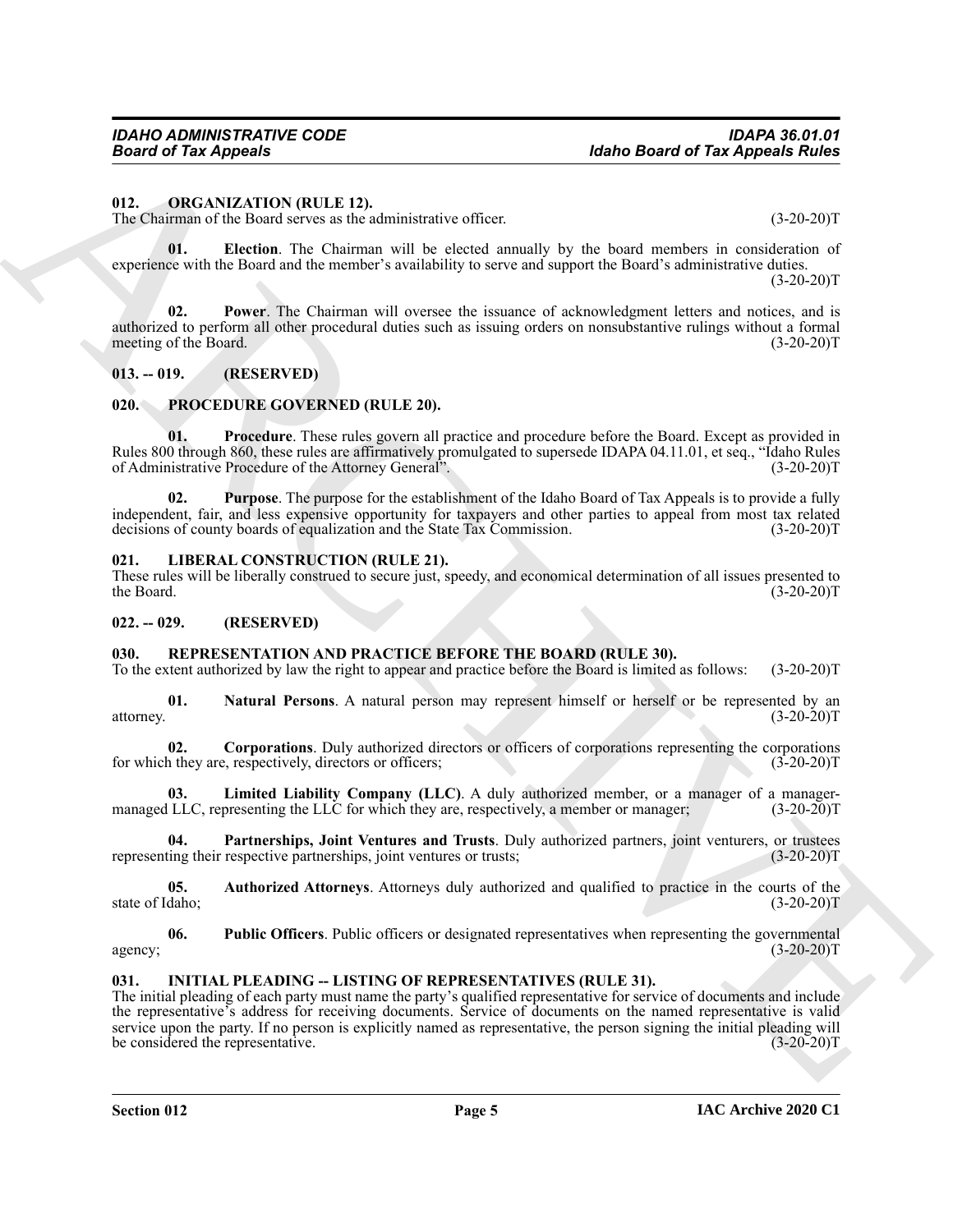### 012. ORGANIZATION (RULE 12).

The Chairman of the Board serves as the administrative officer. (3-20-20)T

**01. Election**. The Chairman will be elected annually by the board members in consideration of experience with the Board and the member's availability to serve and support the Board's administrative duties. (3-20-20)T

**02. Power**. The Chairman will oversee the issuance of acknowledgment letters and notices, and is authorized to perform all other procedural duties such as issuing orders on nonsubstantive rulings without a formal meeting of the Board. (3-20-20)T

### 013. -- 019. (RESERVED)

### 020. PROCEDURE GOVERNED (RULE 20).

**01. Procedure**. These rules govern all practice and procedure before the Board. Except as provided in Rules 800 through 860, these rules are affirmatively promulgated to supersede IDAPA 04.11.01, et seq., "Idaho Rules of Administrative Procedure of the Attorney General". (3-20-20)T

**02. Purpose**. The purpose for the establishment of the Idaho Board of Tax Appeals is to provide a fully independent, fair, and less expensive opportunity for taxpayers and other parties to appeal from most tax related decisions of county boards of equalization and the State Tax Commission. (3-20-20)T

### 021. LIBERAL CONSTRUCTION (RULE 21).

These rules will be liberally construed to secure just, speedy, and economical determination of all issues presented to the Board. (3-20-20)T

### 022. -- 029. (RESERVED)

### 030. REPRESENTATION AND PRACTICE BEFORE THE BOARD (RULE 30).

To the extent authorized by law the right to appear and practice before the Board is limited as follows: (3-20-20)T

**01. Natural Persons**. A natural person may represent himself or herself or be represented by an attorney. (3-20-20)T

**02. Corporations**. Duly authorized directors or officers of corporations representing the corporations for which they are, respectively, directors or officers; (3-20-20)T

**03. Limited Liability Company (LLC)**. A duly authorized member, or a manager of a manager-managed LLC, representing the LLC for which they are, respectively, a member or manager; (3-20-20)T

**04. Partnerships, Joint Ventures and Trusts**. Duly authorized partners, joint venturers, or trustees representing their respective partnerships, joint ventures or trusts; (3-20-20)T

**05. Authorized Attorneys**. Attorneys duly authorized and qualified to practice in the courts of the state of Idaho; (3-20-20)T

**06. Public Officers**. Public officers or designated representatives when representing the governmental agency; (3-20-20)T

### 031. INITIAL PLEADING -- LISTING OF REPRESENTATIVES (RULE 31).

The initial pleading of each party must name the party's qualified representative for service of documents and include the representative's address for receiving documents. Service of documents on the named representative is valid service upon the party. If no person is explicitly named as representative, the person signing the initial pleading will be considered the representative. (3-20-20)T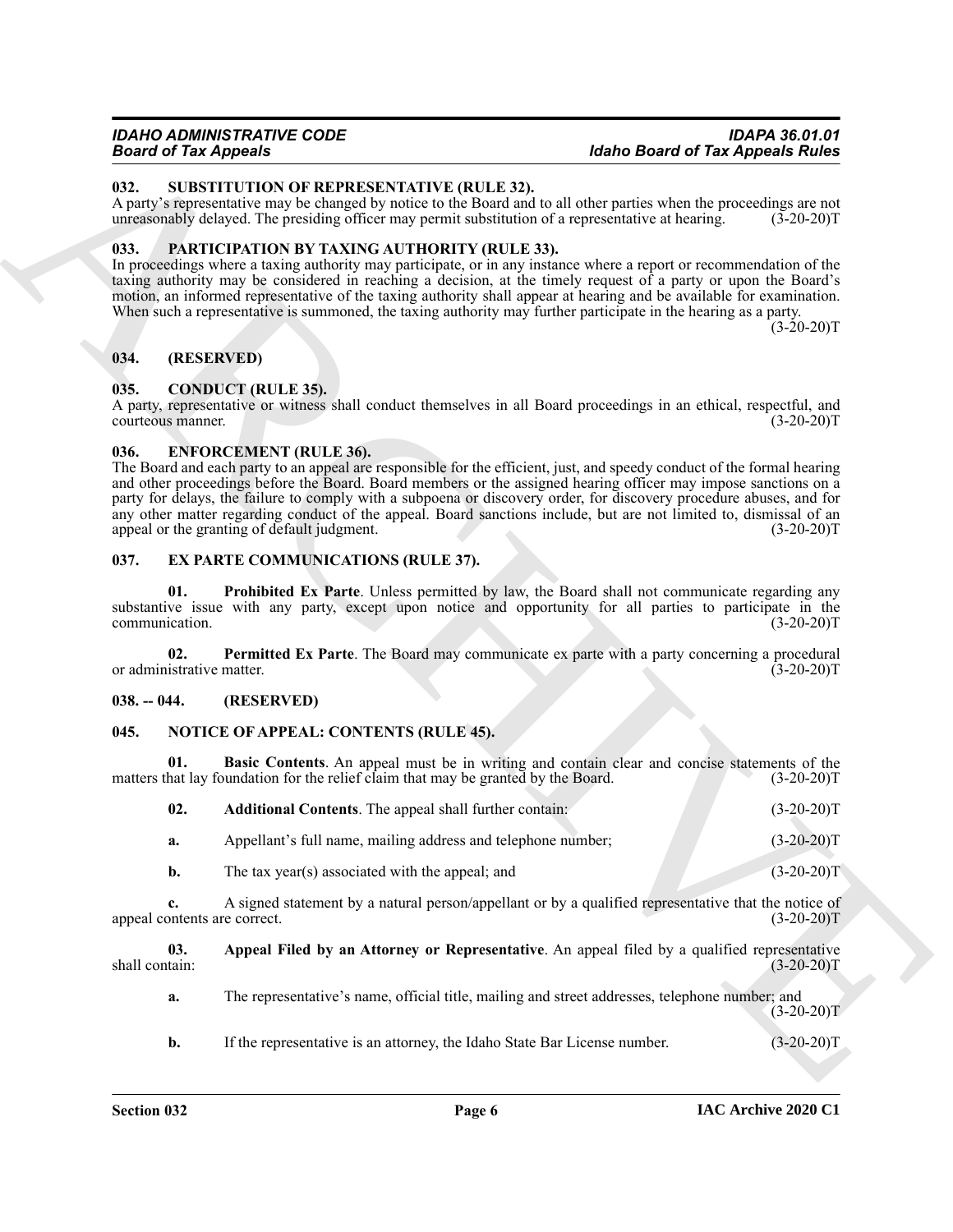### 032. SUBSTITUTION OF REPRESENTATIVE (RULE 32).

A party's representative may be changed by notice to the Board and to all other parties when the proceedings are not unreasonably delayed. The presiding officer may permit substitution of a representative at hearing. (3-20-20)T

### 033. PARTICIPATION BY TAXING AUTHORITY (RULE 33).

In proceedings where a taxing authority may participate, or in any instance where a report or recommendation of the taxing authority may be considered in reaching a decision, at the timely request of a party or upon the Board's motion, an informed representative of the taxing authority shall appear at hearing and be available for examination. When such a representative is summoned, the taxing authority may further participate in the hearing as a party. (3-20-20)T

### 034. (RESERVED)

### 035. CONDUCT (RULE 35).

A party, representative or witness shall conduct themselves in all Board proceedings in an ethical, respectful, and courteous manner. (3-20-20)T

### 036. ENFORCEMENT (RULE 36).

The Board and each party to an appeal are responsible for the efficient, just, and speedy conduct of the formal hearing and other proceedings before the Board. Board members or the assigned hearing officer may impose sanctions on a party for delays, the failure to comply with a subpoena or discovery order, for discovery procedure abuses, and for any other matter regarding conduct of the appeal. Board sanctions include, but are not limited to, dismissal of an appeal or the granting of default judgment. (3-20-20)T

### 037. EX PARTE COMMUNICATIONS (RULE 37).

**01. Prohibited Ex Parte**. Unless permitted by law, the Board shall not communicate regarding any substantive issue with any party, except upon notice and opportunity for all parties to participate in the communication. (3-20-20)T

**02. Permitted Ex Parte**. The Board may communicate ex parte with a party concerning a procedural or administrative matter. (3-20-20)T

### 038. -- 044. (RESERVED)

### 045. NOTICE OF APPEAL: CONTENTS (RULE 45).

**01. Basic Contents**. An appeal must be in writing and contain clear and concise statements of the matters that lay foundation for the relief claim that may be granted by the Board. (3-20-20)T

**02. Additional Contents**. The appeal shall further contain: (3-20-20)T

**a.** Appellant's full name, mailing address and telephone number; (3-20-20)T

**b.** The tax year(s) associated with the appeal; and (3-20-20)T

**c.** A signed statement by a natural person/appellant or by a qualified representative that the notice of appeal contents are correct. (3-20-20)T

**03. Appeal Filed by an Attorney or Representative**. An appeal filed by a qualified representative shall contain: (3-20-20)T

**a.** The representative's name, official title, mailing and street addresses, telephone number; and (3-20-20)T

**b.** If the representative is an attorney, the Idaho State Bar License number. (3-20-20)T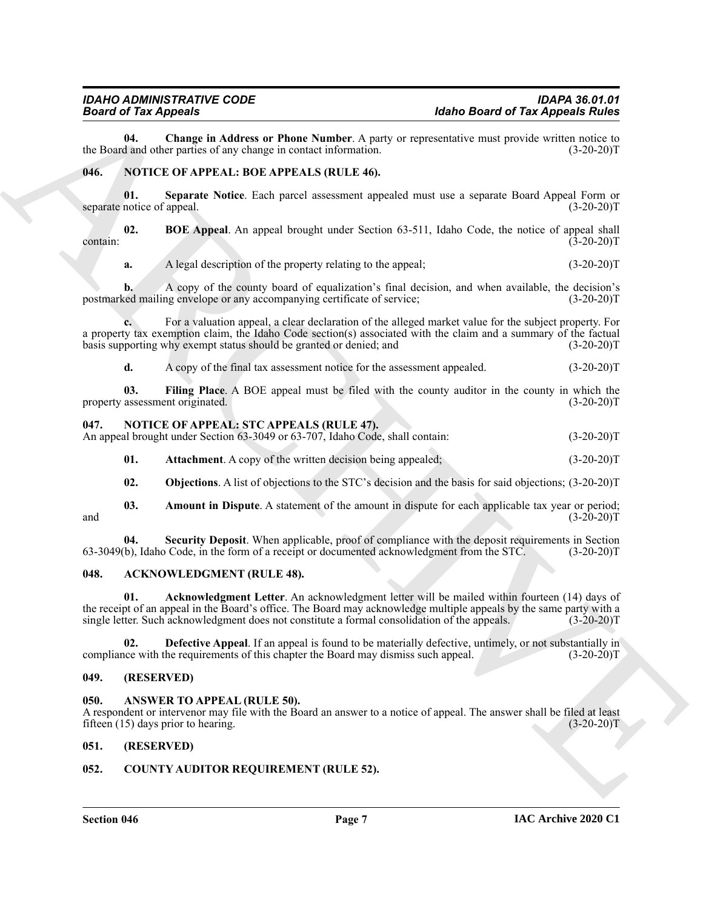**04. Change in Address or Phone Number**. A party or representative must provide written notice to the Board and other parties of any change in contact information. (3-20-20)T

## 046. NOTICE OF APPEAL: BOE APPEALS (RULE 46).

**01. Separate Notice**. Each parcel assessment appealed must use a separate Board Appeal Form or separate notice of appeal. (3-20-20)T

**02. BOE Appeal**. An appeal brought under Section 63-511, Idaho Code, the notice of appeal shall contain: (3-20-20)T

**a.** A legal description of the property relating to the appeal; (3-20-20)T

**b.** A copy of the county board of equalization's final decision, and when available, the decision's postmarked mailing envelope or any accompanying certificate of service; (3-20-20)T

**c.** For a valuation appeal, a clear declaration of the alleged market value for the subject property. For a property tax exemption claim, the Idaho Code section(s) associated with the claim and a summary of the factual basis supporting why exempt status should be granted or denied; and (3-20-20)T

**d.** A copy of the final tax assessment notice for the assessment appealed. (3-20-20)T

**03. Filing Place**. A BOE appeal must be filed with the county auditor in the county in which the property assessment originated. (3-20-20)T

## 047. NOTICE OF APPEAL: STC APPEALS (RULE 47).

An appeal brought under Section 63-3049 or 63-707, Idaho Code, shall contain: (3-20-20)T

**01. Attachment**. A copy of the written decision being appealed; (3-20-20)T

**02. Objections**. A list of objections to the STC's decision and the basis for said objections; (3-20-20)T

**03. Amount in Dispute**. A statement of the amount in dispute for each applicable tax year or period; and (3-20-20)T

**04. Security Deposit**. When applicable, proof of compliance with the deposit requirements in Section 63-3049(b), Idaho Code, in the form of a receipt or documented acknowledgment from the STC. (3-20-20)T

## 048. ACKNOWLEDGMENT (RULE 48).

**01. Acknowledgment Letter**. An acknowledgment letter will be mailed within fourteen (14) days of the receipt of an appeal in the Board's office. The Board may acknowledge multiple appeals by the same party with a single letter. Such acknowledgment does not constitute a formal consolidation of the appeals. (3-20-20)T

**02. Defective Appeal**. If an appeal is found to be materially defective, untimely, or not substantially in compliance with the requirements of this chapter the Board may dismiss such appeal. (3-20-20)T

## 049. (RESERVED)

## 050. ANSWER TO APPEAL (RULE 50).

A respondent or intervenor may file with the Board an answer to a notice of appeal. The answer shall be filed at least fifteen (15) days prior to hearing. (3-20-20)T

## 051. (RESERVED)

## 052. COUNTY AUDITOR REQUIREMENT (RULE 52).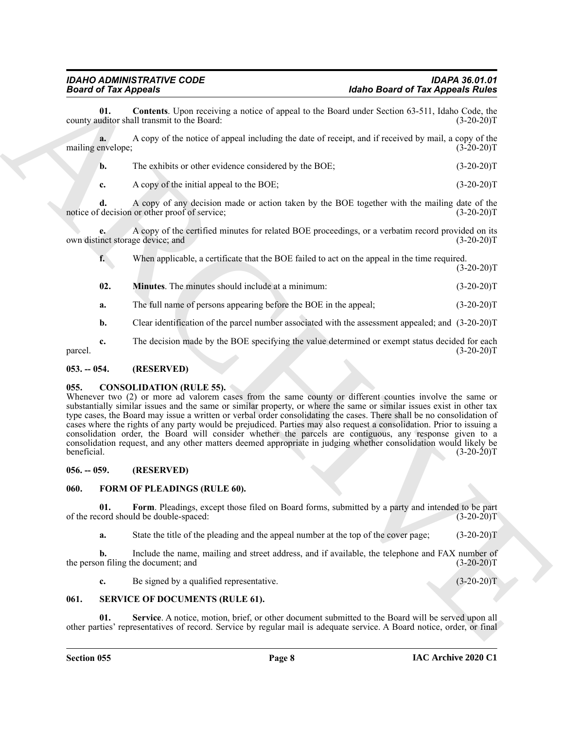**01. Contents**. Upon receiving a notice of appeal to the Board under Section 63-511, Idaho Code, the county auditor shall transmit to the Board: (3-20-20)T

**a.** A copy of the notice of appeal including the date of receipt, and if received by mail, a copy of the mailing envelope; (3-20-20)T

**b.** The exhibits or other evidence considered by the BOE; (3-20-20)T

**c.** A copy of the initial appeal to the BOE; (3-20-20)T

**d.** A copy of any decision made or action taken by the BOE together with the mailing date of the notice of decision or other proof of service; (3-20-20)T

**e.** A copy of the certified minutes for related BOE proceedings, or a verbatim record provided on its own distinct storage device; and (3-20-20)T

**f.** When applicable, a certificate that the BOE failed to act on the appeal in the time required. (3-20-20)T

**02. Minutes**. The minutes should include at a minimum: (3-20-20)T

**a.** The full name of persons appearing before the BOE in the appeal; (3-20-20)T

**b.** Clear identification of the parcel number associated with the assessment appealed; and (3-20-20)T

**c.** The decision made by the BOE specifying the value determined or exempt status decided for each parcel. (3-20-20)T

## 053. -- 054. (RESERVED)

## 055. CONSOLIDATION (RULE 55).

Whenever two (2) or more ad valorem cases from the same county or different counties involve the same or substantially similar issues and the same or similar property, or where the same or similar issues exist in other tax type cases, the Board may issue a written or verbal order consolidating the cases. There shall be no consolidation of cases where the rights of any party would be prejudiced. Parties may also request a consolidation. Prior to issuing a consolidation order, the Board will consider whether the parcels are contiguous, any response given to a consolidation request, and any other matters deemed appropriate in judging whether consolidation would likely be beneficial. (3-20-20)T

## 056. -- 059. (RESERVED)

## 060. FORM OF PLEADINGS (RULE 60).

**01. Form**. Pleadings, except those filed on Board forms, submitted by a party and intended to be part of the record should be double-spaced: (3-20-20)T

**a.** State the title of the pleading and the appeal number at the top of the cover page; (3-20-20)T

**b.** Include the name, mailing and street address, and if available, the telephone and FAX number of the person filing the document; and (3-20-20)T

**c.** Be signed by a qualified representative. (3-20-20)T

## 061. SERVICE OF DOCUMENTS (RULE 61).

**01. Service**. A notice, motion, brief, or other document submitted to the Board will be served upon all other parties' representatives of record. Service by regular mail is adequate service. A Board notice, order, or final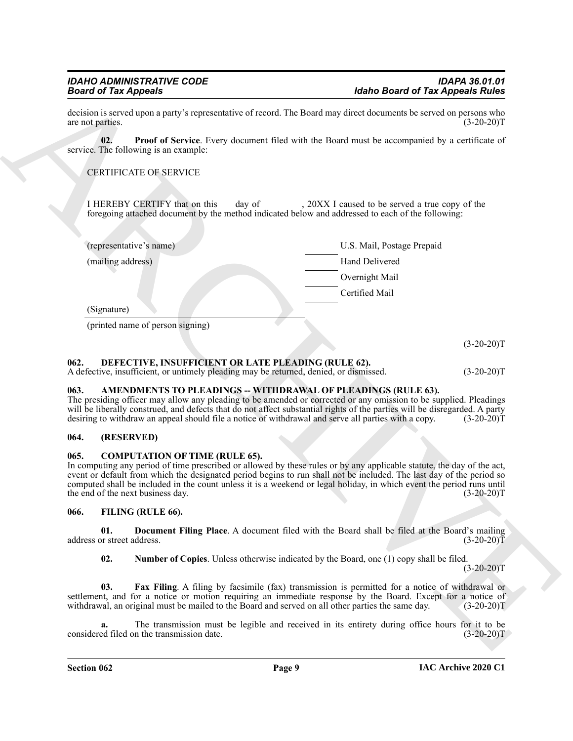decision is served upon a party's representative of record. The Board may direct documents be served on persons who are not parties. (3-20-20)T

**02. Proof of Service**. Every document filed with the Board must be accompanied by a certificate of service. The following is an example:

CERTIFICATE OF SERVICE

I HEREBY CERTIFY that on this ____ day of ________, 20XX I caused to be served a true copy of the foregoing attached document by the method indicated below and addressed to each of the following:

| | | |
|---|---|---|
| (representative's name) | ______ | U.S. Mail, Postage Prepaid |
| (mailing address) | ______ | Hand Delivered |
| | ______ | Overnight Mail |
| | ______ | Certified Mail |

(Signature) ______________________________

(printed name of person signing)

(3-20-20)T

## 062. DEFECTIVE, INSUFFICIENT OR LATE PLEADING (RULE 62).

A defective, insufficient, or untimely pleading may be returned, denied, or dismissed. (3-20-20)T

## 063. AMENDMENTS TO PLEADINGS -- WITHDRAWAL OF PLEADINGS (RULE 63).

The presiding officer may allow any pleading to be amended or corrected or any omission to be supplied. Pleadings will be liberally construed, and defects that do not affect substantial rights of the parties will be disregarded. A party desiring to withdraw an appeal should file a notice of withdrawal and serve all parties with a copy. (3-20-20)T

## 064. (RESERVED)

## 065. COMPUTATION OF TIME (RULE 65).

In computing any period of time prescribed or allowed by these rules or by any applicable statute, the day of the act, event or default from which the designated period begins to run shall not be included. The last day of the period so computed shall be included in the count unless it is a weekend or legal holiday, in which event the period runs until the end of the next business day. (3-20-20)T

## 066. FILING (RULE 66).

**01. Document Filing Place**. A document filed with the Board shall be filed at the Board's mailing address or street address. (3-20-20)T

**02. Number of Copies**. Unless otherwise indicated by the Board, one (1) copy shall be filed. (3-20-20)T

**03. Fax Filing**. A filing by facsimile (fax) transmission is permitted for a notice of withdrawal or settlement, and for a notice or motion requiring an immediate response by the Board. Except for a notice of withdrawal, an original must be mailed to the Board and served on all other parties the same day. (3-20-20)T

**a.** The transmission must be legible and received in its entirety during office hours for it to be considered filed on the transmission date. (3-20-20)T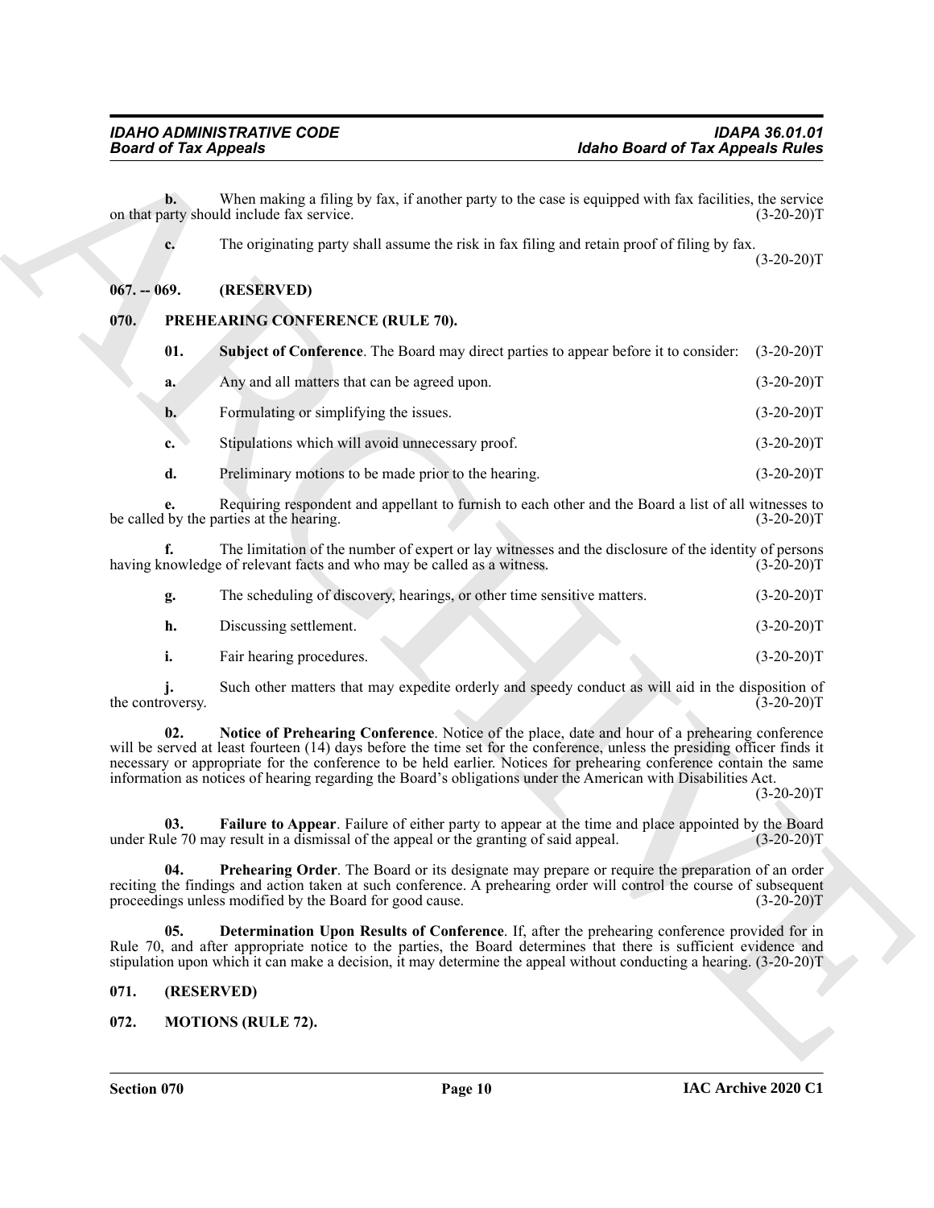**b.** When making a filing by fax, if another party to the case is equipped with fax facilities, the service on that party should include fax service. (3-20-20)T

**c.** The originating party shall assume the risk in fax filing and retain proof of filing by fax. (3-20-20)T

## 067. -- 069. (RESERVED)

## 070. PREHEARING CONFERENCE (RULE 70).

**01. Subject of Conference**. The Board may direct parties to appear before it to consider: (3-20-20)T

**a.** Any and all matters that can be agreed upon. (3-20-20)T

**b.** Formulating or simplifying the issues. (3-20-20)T

**c.** Stipulations which will avoid unnecessary proof. (3-20-20)T

**d.** Preliminary motions to be made prior to the hearing. (3-20-20)T

**e.** Requiring respondent and appellant to furnish to each other and the Board a list of all witnesses to be called by the parties at the hearing. (3-20-20)T

**f.** The limitation of the number of expert or lay witnesses and the disclosure of the identity of persons having knowledge of relevant facts and who may be called as a witness. (3-20-20)T

**g.** The scheduling of discovery, hearings, or other time sensitive matters. (3-20-20)T

**h.** Discussing settlement. (3-20-20)T

**i.** Fair hearing procedures. (3-20-20)T

**j.** Such other matters that may expedite orderly and speedy conduct as will aid in the disposition of the controversy. (3-20-20)T

**02. Notice of Prehearing Conference**. Notice of the place, date and hour of a prehearing conference will be served at least fourteen (14) days before the time set for the conference, unless the presiding officer finds it necessary or appropriate for the conference to be held earlier. Notices for prehearing conference contain the same information as notices of hearing regarding the Board's obligations under the American with Disabilities Act. (3-20-20)T

**03. Failure to Appear**. Failure of either party to appear at the time and place appointed by the Board under Rule 70 may result in a dismissal of the appeal or the granting of said appeal. (3-20-20)T

**04. Prehearing Order**. The Board or its designate may prepare or require the preparation of an order reciting the findings and action taken at such conference. A prehearing order will control the course of subsequent proceedings unless modified by the Board for good cause. (3-20-20)T

**05. Determination Upon Results of Conference**. If, after the prehearing conference provided for in Rule 70, and after appropriate notice to the parties, the Board determines that there is sufficient evidence and stipulation upon which it can make a decision, it may determine the appeal without conducting a hearing. (3-20-20)T

## 071. (RESERVED)

## 072. MOTIONS (RULE 72).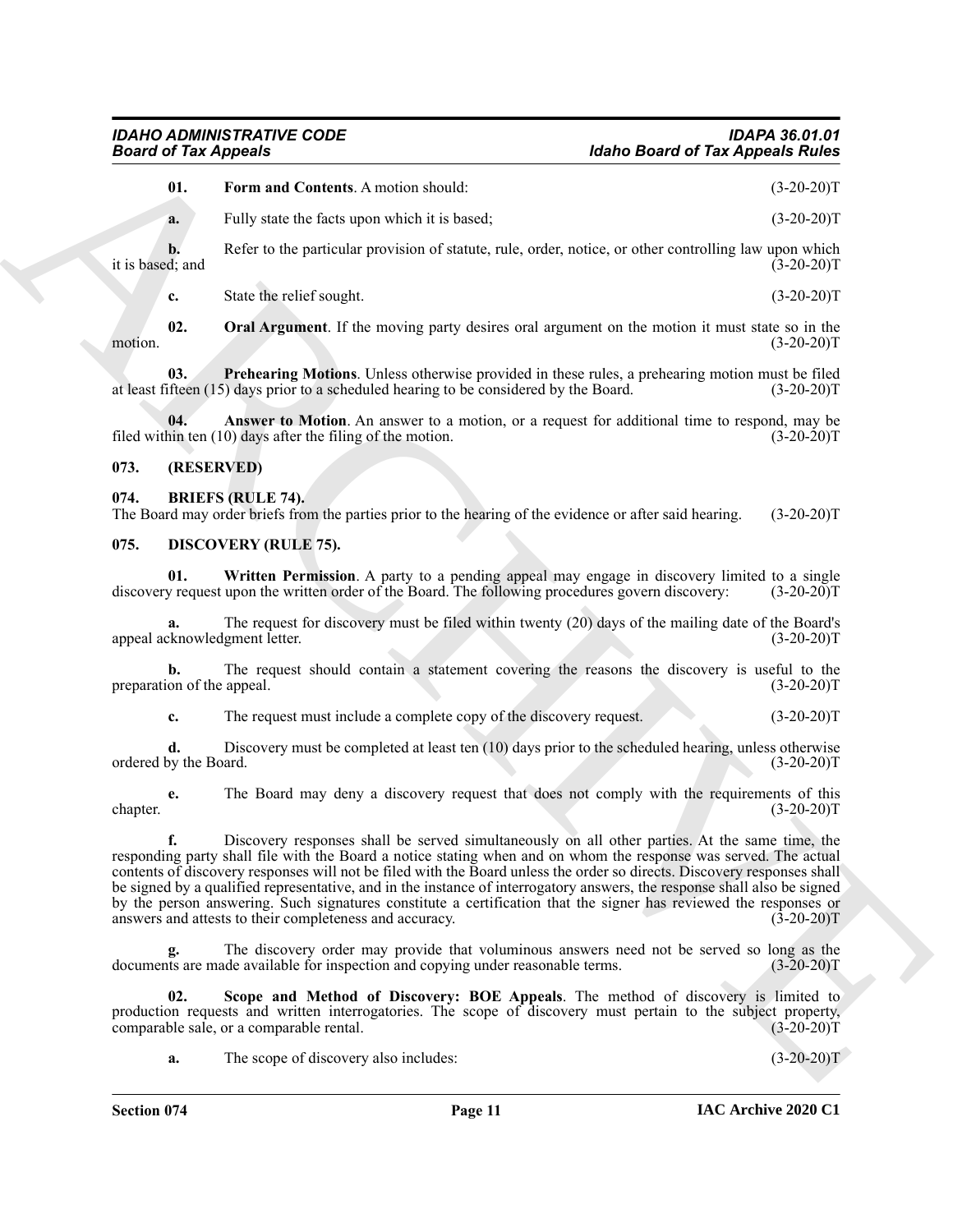**01. Form and Contents**. A motion should: (3-20-20)T

**a.** Fully state the facts upon which it is based; (3-20-20)T

**b.** Refer to the particular provision of statute, rule, order, notice, or other controlling law upon which it is based; and (3-20-20)T

**c.** State the relief sought. (3-20-20)T

**02. Oral Argument**. If the moving party desires oral argument on the motion it must state so in the motion. (3-20-20)T

**03. Prehearing Motions**. Unless otherwise provided in these rules, a prehearing motion must be filed at least fifteen (15) days prior to a scheduled hearing to be considered by the Board. (3-20-20)T

**04. Answer to Motion**. An answer to a motion, or a request for additional time to respond, may be filed within ten (10) days after the filing of the motion. (3-20-20)T

## 073. (RESERVED)

## 074. BRIEFS (RULE 74).

The Board may order briefs from the parties prior to the hearing of the evidence or after said hearing. (3-20-20)T

## 075. DISCOVERY (RULE 75).

**01. Written Permission**. A party to a pending appeal may engage in discovery limited to a single discovery request upon the written order of the Board. The following procedures govern discovery: (3-20-20)T

**a.** The request for discovery must be filed within twenty (20) days of the mailing date of the Board's appeal acknowledgment letter. (3-20-20)T

**b.** The request should contain a statement covering the reasons the discovery is useful to the preparation of the appeal. (3-20-20)T

**c.** The request must include a complete copy of the discovery request. (3-20-20)T

**d.** Discovery must be completed at least ten (10) days prior to the scheduled hearing, unless otherwise ordered by the Board. (3-20-20)T

**e.** The Board may deny a discovery request that does not comply with the requirements of this chapter. (3-20-20)T

**f.** Discovery responses shall be served simultaneously on all other parties. At the same time, the responding party shall file with the Board a notice stating when and on whom the response was served. The actual contents of discovery responses will not be filed with the Board unless the order so directs. Discovery responses shall be signed by a qualified representative, and in the instance of interrogatory answers, the response shall also be signed by the person answering. Such signatures constitute a certification that the signer has reviewed the responses or answers and attests to their completeness and accuracy. (3-20-20)T

**g.** The discovery order may provide that voluminous answers need not be served so long as the documents are made available for inspection and copying under reasonable terms. (3-20-20)T

**02. Scope and Method of Discovery: BOE Appeals**. The method of discovery is limited to production requests and written interrogatories. The scope of discovery must pertain to the subject property, comparable sale, or a comparable rental. (3-20-20)T

**a.** The scope of discovery also includes: (3-20-20)T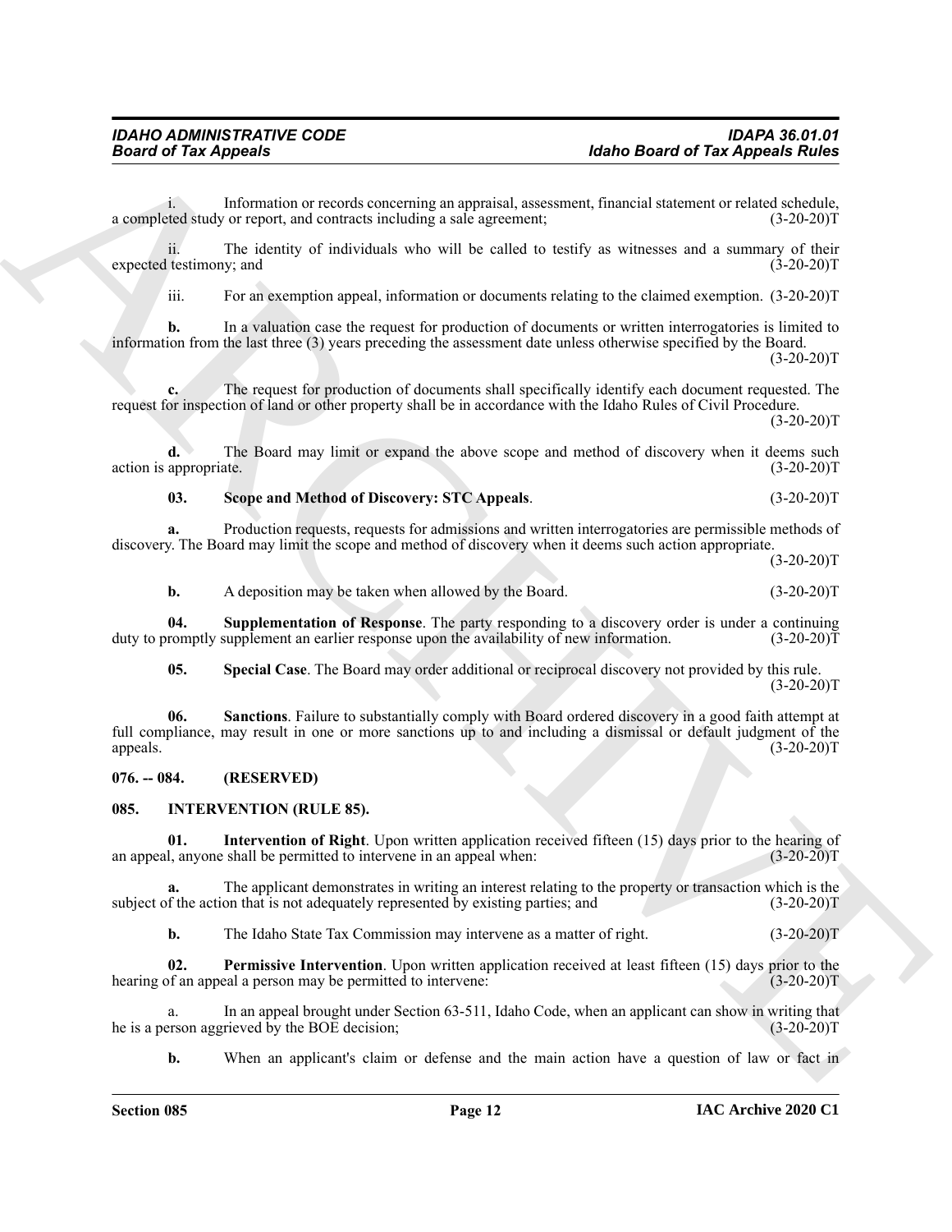i. Information or records concerning an appraisal, assessment, financial statement or related schedule, a completed study or report, and contracts including a sale agreement; (3-20-20)T

ii. The identity of individuals who will be called to testify as witnesses and a summary of their expected testimony; and (3-20-20)T

iii. For an exemption appeal, information or documents relating to the claimed exemption. (3-20-20)T

**b.** In a valuation case the request for production of documents or written interrogatories is limited to information from the last three (3) years preceding the assessment date unless otherwise specified by the Board. (3-20-20)T

**c.** The request for production of documents shall specifically identify each document requested. The request for inspection of land or other property shall be in accordance with the Idaho Rules of Civil Procedure. (3-20-20)T

**d.** The Board may limit or expand the above scope and method of discovery when it deems such action is appropriate. (3-20-20)T

**03. Scope and Method of Discovery: STC Appeals**. (3-20-20)T

**a.** Production requests, requests for admissions and written interrogatories are permissible methods of discovery. The Board may limit the scope and method of discovery when it deems such action appropriate. (3-20-20)T

**b.** A deposition may be taken when allowed by the Board. (3-20-20)T

**04. Supplementation of Response**. The party responding to a discovery order is under a continuing duty to promptly supplement an earlier response upon the availability of new information. (3-20-20)T

**05. Special Case**. The Board may order additional or reciprocal discovery not provided by this rule. (3-20-20)T

**06. Sanctions**. Failure to substantially comply with Board ordered discovery in a good faith attempt at full compliance, may result in one or more sanctions up to and including a dismissal or default judgment of the appeals. (3-20-20)T

## 076. -- 084. (RESERVED)

## 085. INTERVENTION (RULE 85).

**01. Intervention of Right**. Upon written application received fifteen (15) days prior to the hearing of an appeal, anyone shall be permitted to intervene in an appeal when: (3-20-20)T

**a.** The applicant demonstrates in writing an interest relating to the property or transaction which is the subject of the action that is not adequately represented by existing parties; and (3-20-20)T

**b.** The Idaho State Tax Commission may intervene as a matter of right. (3-20-20)T

**02. Permissive Intervention**. Upon written application received at least fifteen (15) days prior to the hearing of an appeal a person may be permitted to intervene: (3-20-20)T

a. In an appeal brought under Section 63-511, Idaho Code, when an applicant can show in writing that he is a person aggrieved by the BOE decision; (3-20-20)T

**b.** When an applicant's claim or defense and the main action have a question of law or fact in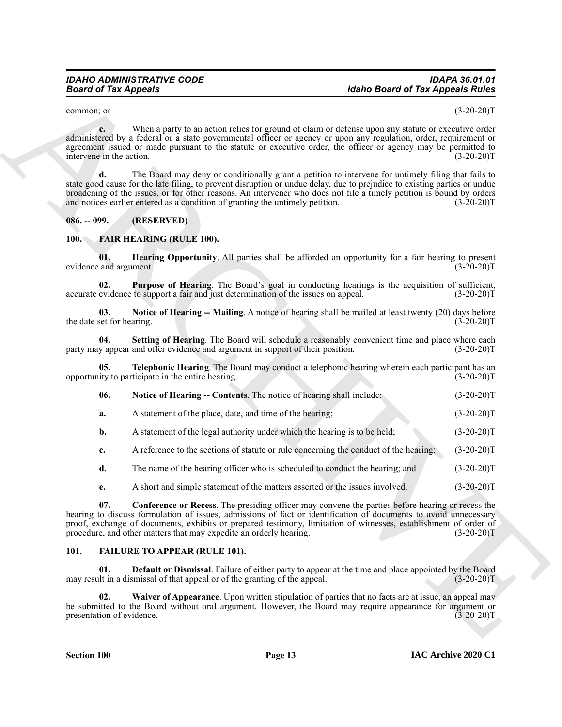common; or (3-20-20)T

**c.** When a party to an action relies for ground of claim or defense upon any statute or executive order administered by a federal or a state governmental officer or agency or upon any regulation, order, requirement or agreement issued or made pursuant to the statute or executive order, the officer or agency may be permitted to intervene in the action. (3-20-20)T

**d.** The Board may deny or conditionally grant a petition to intervene for untimely filing that fails to state good cause for the late filing, to prevent disruption or undue delay, due to prejudice to existing parties or undue broadening of the issues, or for other reasons. An intervener who does not file a timely petition is bound by orders and notices earlier entered as a condition of granting the untimely petition. (3-20-20)T

## 086. -- 099. (RESERVED)

## 100. FAIR HEARING (RULE 100).

**01. Hearing Opportunity**. All parties shall be afforded an opportunity for a fair hearing to present evidence and argument. (3-20-20)T

**02. Purpose of Hearing**. The Board's goal in conducting hearings is the acquisition of sufficient, accurate evidence to support a fair and just determination of the issues on appeal. (3-20-20)T

**03. Notice of Hearing -- Mailing**. A notice of hearing shall be mailed at least twenty (20) days before the date set for hearing. (3-20-20)T

**04. Setting of Hearing**. The Board will schedule a reasonably convenient time and place where each party may appear and offer evidence and argument in support of their position. (3-20-20)T

**05. Telephonic Hearing**. The Board may conduct a telephonic hearing wherein each participant has an opportunity to participate in the entire hearing. (3-20-20)T

**06. Notice of Hearing -- Contents**. The notice of hearing shall include: (3-20-20)T

**a.** A statement of the place, date, and time of the hearing; (3-20-20)T

**b.** A statement of the legal authority under which the hearing is to be held; (3-20-20)T

**c.** A reference to the sections of statute or rule concerning the conduct of the hearing; (3-20-20)T

**d.** The name of the hearing officer who is scheduled to conduct the hearing; and (3-20-20)T

**e.** A short and simple statement of the matters asserted or the issues involved. (3-20-20)T

**07. Conference or Recess**. The presiding officer may convene the parties before hearing or recess the hearing to discuss formulation of issues, admissions of fact or identification of documents to avoid unnecessary proof, exchange of documents, exhibits or prepared testimony, limitation of witnesses, establishment of order of procedure, and other matters that may expedite an orderly hearing. (3-20-20)T

## 101. FAILURE TO APPEAR (RULE 101).

**01. Default or Dismissal**. Failure of either party to appear at the time and place appointed by the Board may result in a dismissal of that appeal or of the granting of the appeal. (3-20-20)T

**02. Waiver of Appearance**. Upon written stipulation of parties that no facts are at issue, an appeal may be submitted to the Board without oral argument. However, the Board may require appearance for argument or presentation of evidence. (3-20-20)T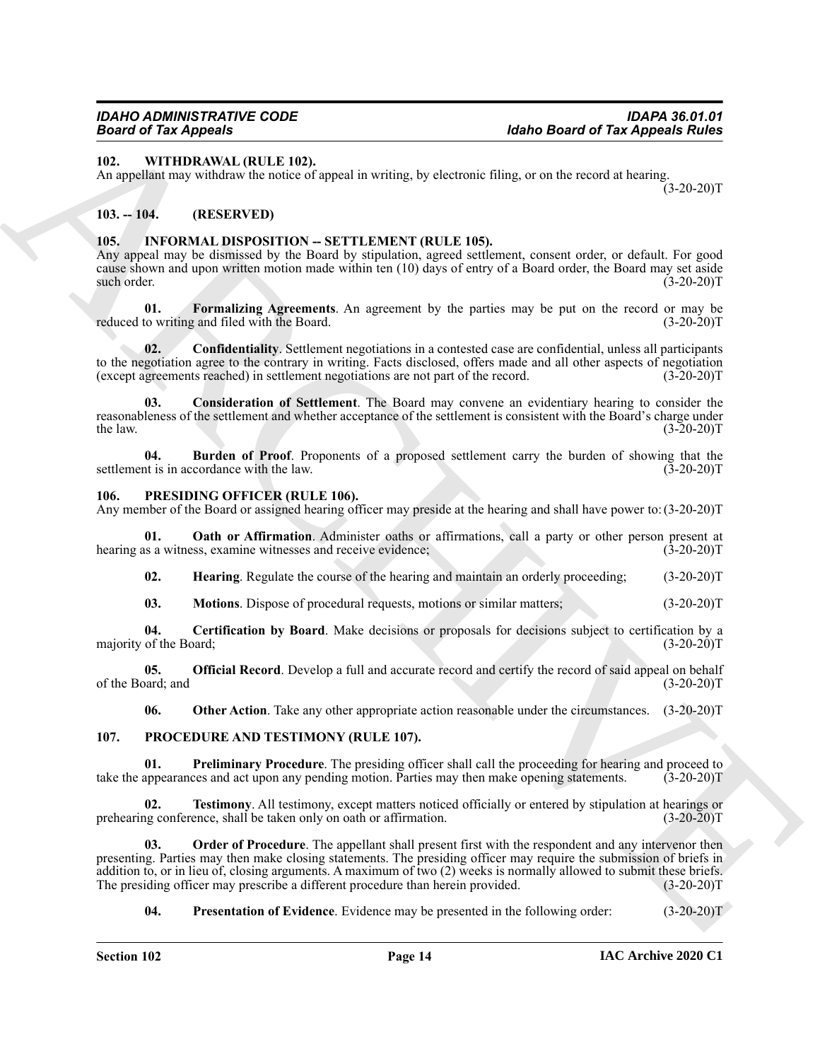### 102. WITHDRAWAL (RULE 102).

An appellant may withdraw the notice of appeal in writing, by electronic filing, or on the record at hearing. (3-20-20)T

### 103. -- 104. (RESERVED)

### 105. INFORMAL DISPOSITION -- SETTLEMENT (RULE 105).

Any appeal may be dismissed by the Board by stipulation, agreed settlement, consent order, or default. For good cause shown and upon written motion made within ten (10) days of entry of a Board order, the Board may set aside such order. (3-20-20)T

**01. Formalizing Agreements**. An agreement by the parties may be put on the record or may be reduced to writing and filed with the Board. (3-20-20)T

**02. Confidentiality**. Settlement negotiations in a contested case are confidential, unless all participants to the negotiation agree to the contrary in writing. Facts disclosed, offers made and all other aspects of negotiation (except agreements reached) in settlement negotiations are not part of the record. (3-20-20)T

**03. Consideration of Settlement**. The Board may convene an evidentiary hearing to consider the reasonableness of the settlement and whether acceptance of the settlement is consistent with the Board's charge under the law. (3-20-20)T

**04. Burden of Proof**. Proponents of a proposed settlement carry the burden of showing that the settlement is in accordance with the law. (3-20-20)T

### 106. PRESIDING OFFICER (RULE 106).

Any member of the Board or assigned hearing officer may preside at the hearing and shall have power to: (3-20-20)T

**01. Oath or Affirmation**. Administer oaths or affirmations, call a party or other person present at hearing as a witness, examine witnesses and receive evidence; (3-20-20)T

**02. Hearing**. Regulate the course of the hearing and maintain an orderly proceeding; (3-20-20)T

**03. Motions**. Dispose of procedural requests, motions or similar matters; (3-20-20)T

**04. Certification by Board**. Make decisions or proposals for decisions subject to certification by a majority of the Board; (3-20-20)T

**05. Official Record**. Develop a full and accurate record and certify the record of said appeal on behalf of the Board; and (3-20-20)T

**06. Other Action**. Take any other appropriate action reasonable under the circumstances. (3-20-20)T

### 107. PROCEDURE AND TESTIMONY (RULE 107).

**01. Preliminary Procedure**. The presiding officer shall call the proceeding for hearing and proceed to take the appearances and act upon any pending motion. Parties may then make opening statements. (3-20-20)T

**02. Testimony**. All testimony, except matters noticed officially or entered by stipulation at hearings or prehearing conference, shall be taken only on oath or affirmation. (3-20-20)T

**03. Order of Procedure**. The appellant shall present first with the respondent and any intervenor then presenting. Parties may then make closing statements. The presiding officer may require the submission of briefs in addition to, or in lieu of, closing arguments. A maximum of two (2) weeks is normally allowed to submit these briefs. The presiding officer may prescribe a different procedure than herein provided. (3-20-20)T

**04. Presentation of Evidence**. Evidence may be presented in the following order: (3-20-20)T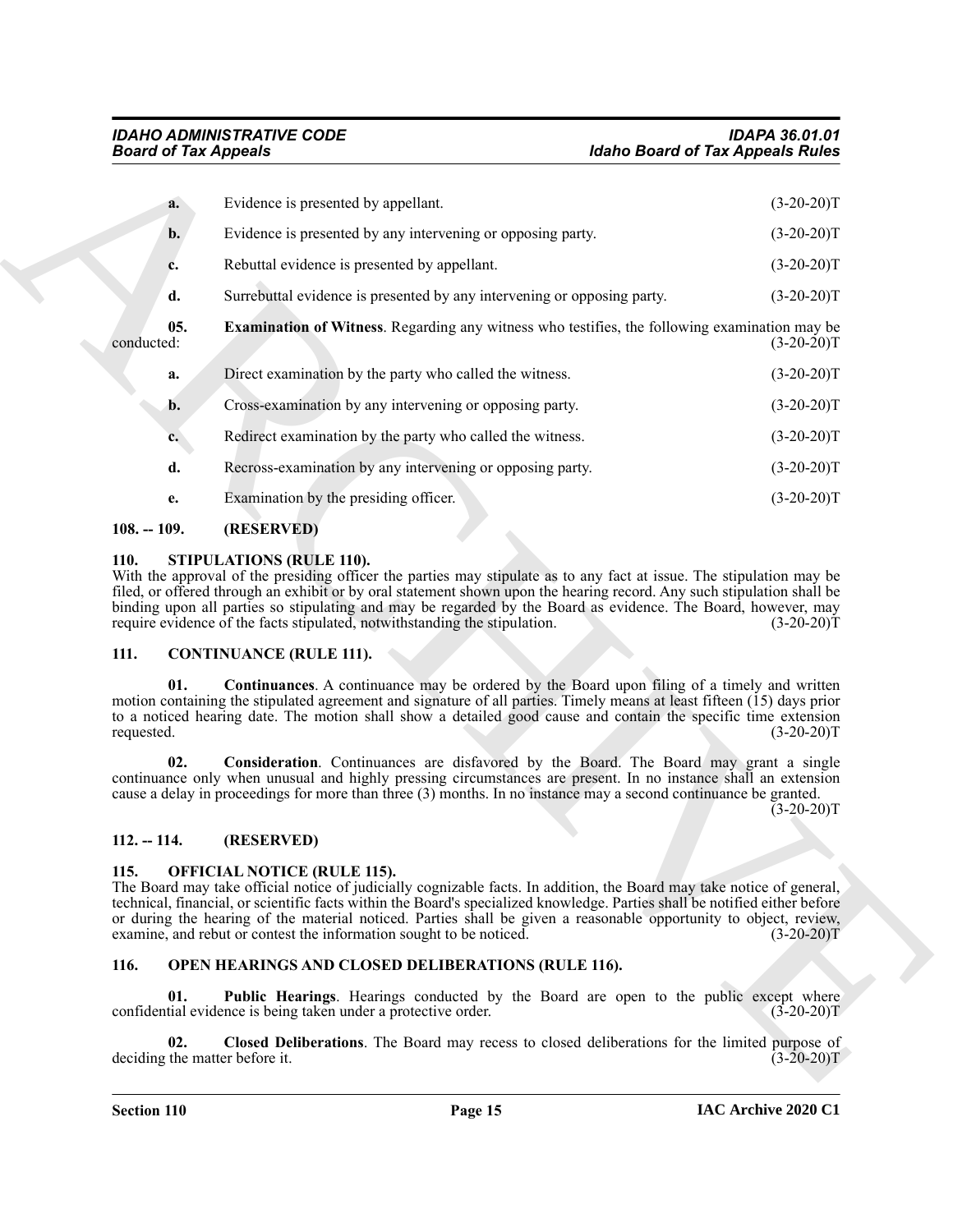a. Evidence is presented by appellant. (3-20-20)T

b. Evidence is presented by any intervening or opposing party. (3-20-20)T

c. Rebuttal evidence is presented by appellant. (3-20-20)T

d. Surrebuttal evidence is presented by any intervening or opposing party. (3-20-20)T

**05. Examination of Witness**. Regarding any witness who testifies, the following examination may be conducted: (3-20-20)T

a. Direct examination by the party who called the witness. (3-20-20)T

b. Cross-examination by any intervening or opposing party. (3-20-20)T

c. Redirect examination by the party who called the witness. (3-20-20)T

d. Recross-examination by any intervening or opposing party. (3-20-20)T

e. Examination by the presiding officer. (3-20-20)T

## 108. -- 109. (RESERVED)

## 110. STIPULATIONS (RULE 110).

With the approval of the presiding officer the parties may stipulate as to any fact at issue. The stipulation may be filed, or offered through an exhibit or by oral statement shown upon the hearing record. Any such stipulation shall be binding upon all parties so stipulating and may be regarded by the Board as evidence. The Board, however, may require evidence of the facts stipulated, notwithstanding the stipulation. (3-20-20)T

## 111. CONTINUANCE (RULE 111).

**01. Continuances**. A continuance may be ordered by the Board upon filing of a timely and written motion containing the stipulated agreement and signature of all parties. Timely means at least fifteen (15) days prior to a noticed hearing date. The motion shall show a detailed good cause and contain the specific time extension requested. (3-20-20)T

**02. Consideration**. Continuances are disfavored by the Board. The Board may grant a single continuance only when unusual and highly pressing circumstances are present. In no instance shall an extension cause a delay in proceedings for more than three (3) months. In no instance may a second continuance be granted. (3-20-20)T

## 112. -- 114. (RESERVED)

## 115. OFFICIAL NOTICE (RULE 115).

The Board may take official notice of judicially cognizable facts. In addition, the Board may take notice of general, technical, financial, or scientific facts within the Board's specialized knowledge. Parties shall be notified either before or during the hearing of the material noticed. Parties shall be given a reasonable opportunity to object, review, examine, and rebut or contest the information sought to be noticed. (3-20-20)T

## 116. OPEN HEARINGS AND CLOSED DELIBERATIONS (RULE 116).

**01. Public Hearings**. Hearings conducted by the Board are open to the public except where confidential evidence is being taken under a protective order. (3-20-20)T

**02. Closed Deliberations**. The Board may recess to closed deliberations for the limited purpose of deciding the matter before it. (3-20-20)T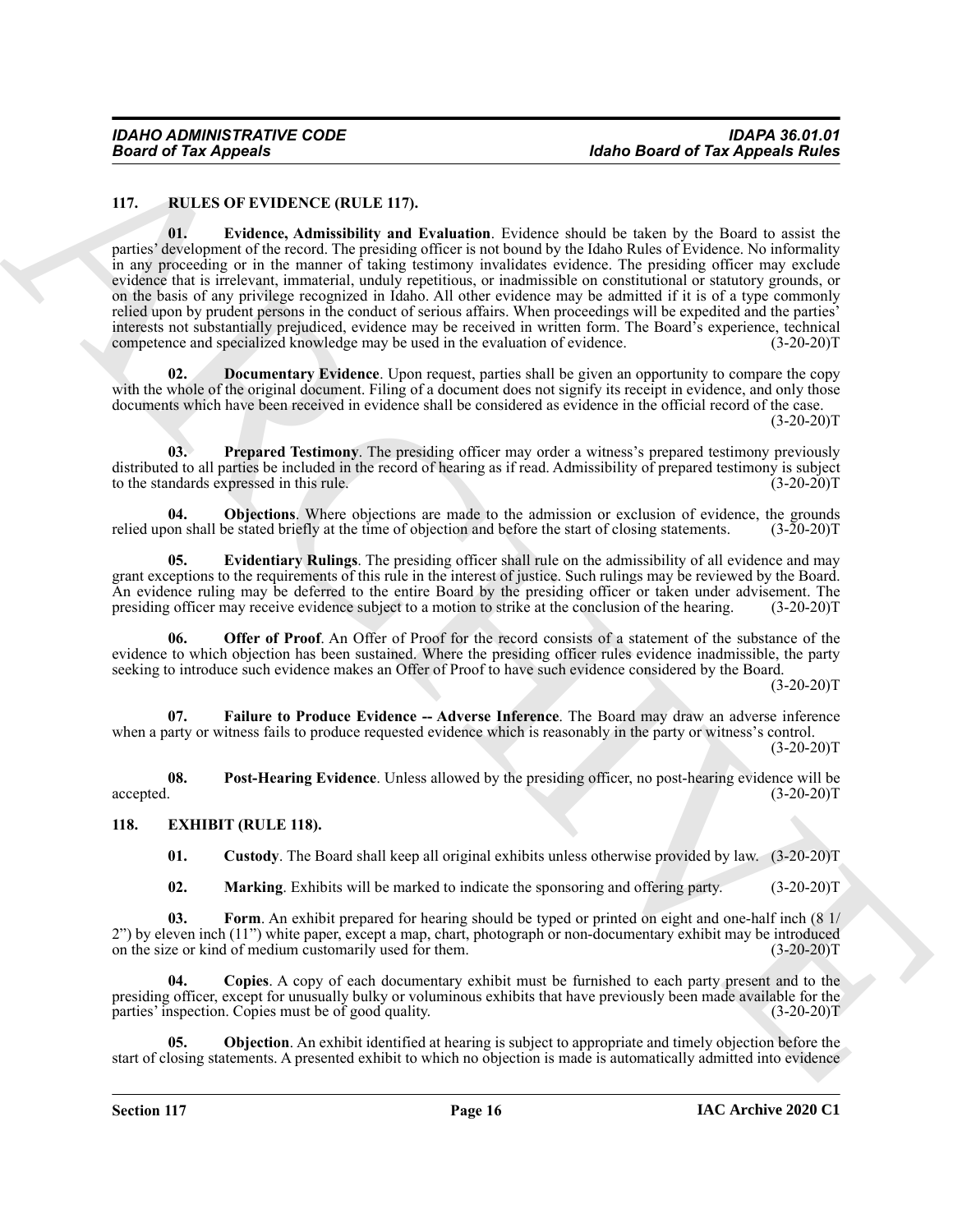## 117. RULES OF EVIDENCE (RULE 117).

**01. Evidence, Admissibility and Evaluation**. Evidence should be taken by the Board to assist the parties' development of the record. The presiding officer is not bound by the Idaho Rules of Evidence. No informality in any proceeding or in the manner of taking testimony invalidates evidence. The presiding officer may exclude evidence that is irrelevant, immaterial, unduly repetitious, or inadmissible on constitutional or statutory grounds, or on the basis of any privilege recognized in Idaho. All other evidence may be admitted if it is of a type commonly relied upon by prudent persons in the conduct of serious affairs. When proceedings will be expedited and the parties' interests not substantially prejudiced, evidence may be received in written form. The Board's experience, technical competence and specialized knowledge may be used in the evaluation of evidence. (3-20-20)T

**02. Documentary Evidence**. Upon request, parties shall be given an opportunity to compare the copy with the whole of the original document. Filing of a document does not signify its receipt in evidence, and only those documents which have been received in evidence shall be considered as evidence in the official record of the case. (3-20-20)T

**03. Prepared Testimony**. The presiding officer may order a witness's prepared testimony previously distributed to all parties be included in the record of hearing as if read. Admissibility of prepared testimony is subject to the standards expressed in this rule. (3-20-20)T

**04. Objections**. Where objections are made to the admission or exclusion of evidence, the grounds relied upon shall be stated briefly at the time of objection and before the start of closing statements. (3-20-20)T

**05. Evidentiary Rulings**. The presiding officer shall rule on the admissibility of all evidence and may grant exceptions to the requirements of this rule in the interest of justice. Such rulings may be reviewed by the Board. An evidence ruling may be deferred to the entire Board by the presiding officer or taken under advisement. The presiding officer may receive evidence subject to a motion to strike at the conclusion of the hearing. (3-20-20)T

**06. Offer of Proof**. An Offer of Proof for the record consists of a statement of the substance of the evidence to which objection has been sustained. Where the presiding officer rules evidence inadmissible, the party seeking to introduce such evidence makes an Offer of Proof to have such evidence considered by the Board. (3-20-20)T

**07. Failure to Produce Evidence -- Adverse Inference**. The Board may draw an adverse inference when a party or witness fails to produce requested evidence which is reasonably in the party or witness's control. (3-20-20)T

**08. Post-Hearing Evidence**. Unless allowed by the presiding officer, no post-hearing evidence will be accepted. (3-20-20)T

## 118. EXHIBIT (RULE 118).

**01. Custody**. The Board shall keep all original exhibits unless otherwise provided by law. (3-20-20)T

**02. Marking**. Exhibits will be marked to indicate the sponsoring and offering party. (3-20-20)T

**03. Form**. An exhibit prepared for hearing should be typed or printed on eight and one-half inch (8 1/2") by eleven inch (11") white paper, except a map, chart, photograph or non-documentary exhibit may be introduced on the size or kind of medium customarily used for them. (3-20-20)T

**04. Copies**. A copy of each documentary exhibit must be furnished to each party present and to the presiding officer, except for unusually bulky or voluminous exhibits that have previously been made available for the parties' inspection. Copies must be of good quality. (3-20-20)T

**05. Objection**. An exhibit identified at hearing is subject to appropriate and timely objection before the start of closing statements. A presented exhibit to which no objection is made is automatically admitted into evidence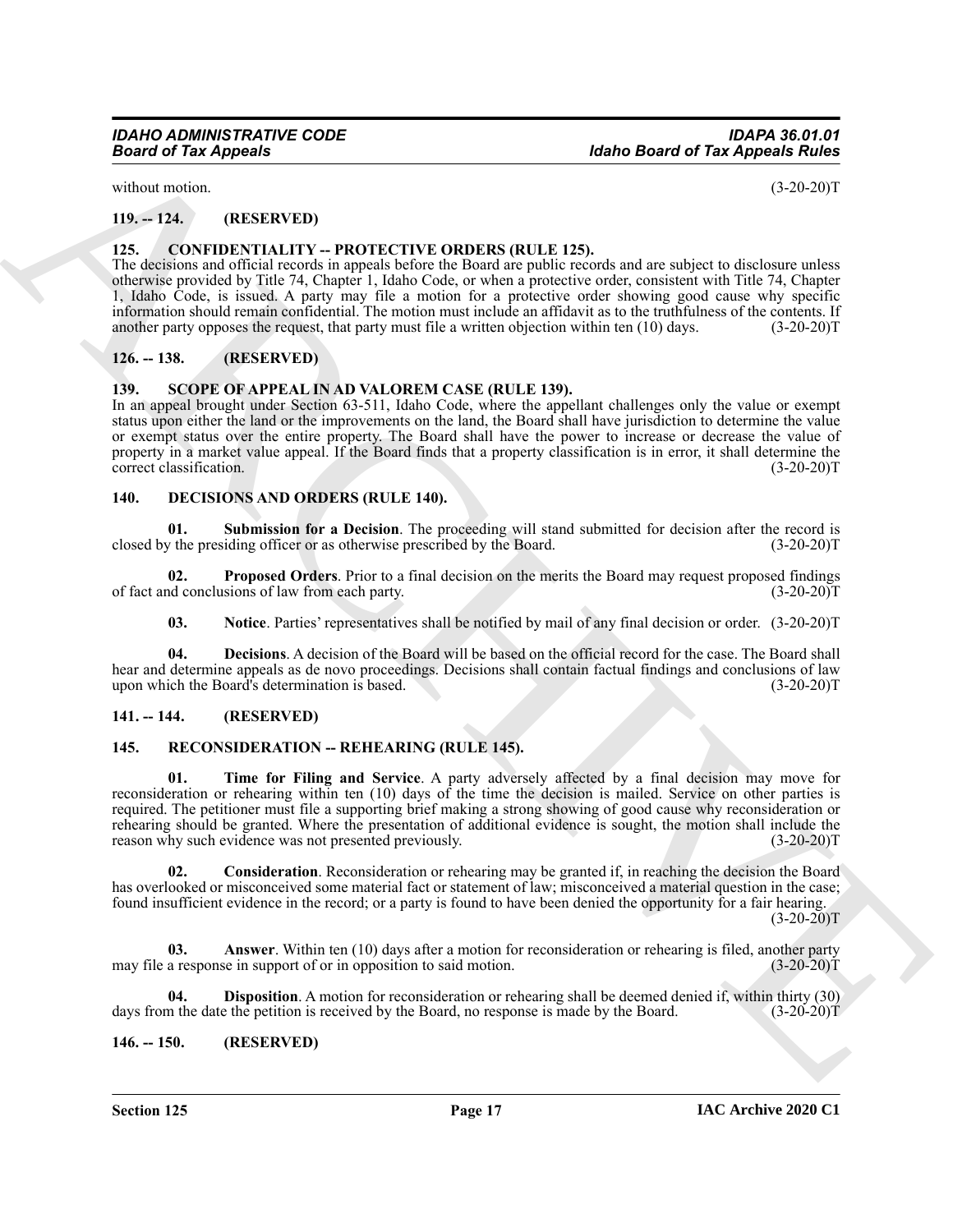without motion. (3-20-20)T

### 119. -- 124. (RESERVED)

### 125. CONFIDENTIALITY -- PROTECTIVE ORDERS (RULE 125).

The decisions and official records in appeals before the Board are public records and are subject to disclosure unless otherwise provided by Title 74, Chapter 1, Idaho Code, or when a protective order, consistent with Title 74, Chapter 1, Idaho Code, is issued. A party may file a motion for a protective order showing good cause why specific information should remain confidential. The motion must include an affidavit as to the truthfulness of the contents. If another party opposes the request, that party must file a written objection within ten (10) days. (3-20-20)T

### 126. -- 138. (RESERVED)

### 139. SCOPE OF APPEAL IN AD VALOREM CASE (RULE 139).

In an appeal brought under Section 63-511, Idaho Code, where the appellant challenges only the value or exempt status upon either the land or the improvements on the land, the Board shall have jurisdiction to determine the value or exempt status over the entire property. The Board shall have the power to increase or decrease the value of property in a market value appeal. If the Board finds that a property classification is in error, it shall determine the correct classification. (3-20-20)T

### 140. DECISIONS AND ORDERS (RULE 140).

**01. Submission for a Decision**. The proceeding will stand submitted for decision after the record is closed by the presiding officer or as otherwise prescribed by the Board. (3-20-20)T

**02. Proposed Orders**. Prior to a final decision on the merits the Board may request proposed findings of fact and conclusions of law from each party. (3-20-20)T

**03. Notice**. Parties' representatives shall be notified by mail of any final decision or order. (3-20-20)T

**04. Decisions**. A decision of the Board will be based on the official record for the case. The Board shall hear and determine appeals as de novo proceedings. Decisions shall contain factual findings and conclusions of law upon which the Board's determination is based. (3-20-20)T

### 141. -- 144. (RESERVED)

### 145. RECONSIDERATION -- REHEARING (RULE 145).

**01. Time for Filing and Service**. A party adversely affected by a final decision may move for reconsideration or rehearing within ten (10) days of the time the decision is mailed. Service on other parties is required. The petitioner must file a supporting brief making a strong showing of good cause why reconsideration or rehearing should be granted. Where the presentation of additional evidence is sought, the motion shall include the reason why such evidence was not presented previously. (3-20-20)T

**02. Consideration**. Reconsideration or rehearing may be granted if, in reaching the decision the Board has overlooked or misconceived some material fact or statement of law; misconceived a material question in the case; found insufficient evidence in the record; or a party is found to have been denied the opportunity for a fair hearing. (3-20-20)T

**03. Answer**. Within ten (10) days after a motion for reconsideration or rehearing is filed, another party may file a response in support of or in opposition to said motion. (3-20-20)T

**04. Disposition**. A motion for reconsideration or rehearing shall be deemed denied if, within thirty (30) days from the date the petition is received by the Board, no response is made by the Board. (3-20-20)T

### 146. -- 150. (RESERVED)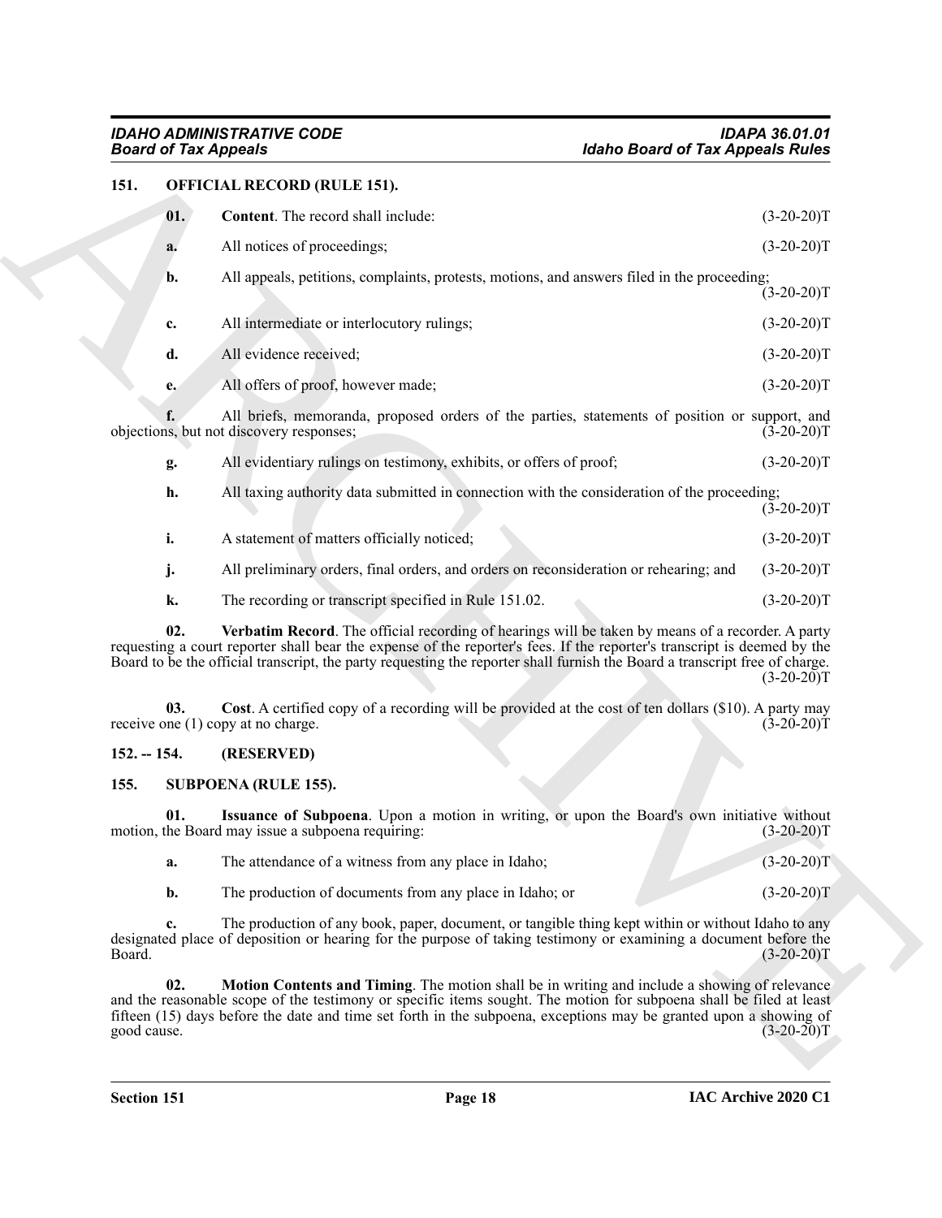## 151. OFFICIAL RECORD (RULE 151).

**01. Content**. The record shall include: (3-20-20)T

**a.** All notices of proceedings; (3-20-20)T

**b.** All appeals, petitions, complaints, protests, motions, and answers filed in the proceeding; (3-20-20)T

**c.** All intermediate or interlocutory rulings; (3-20-20)T

**d.** All evidence received; (3-20-20)T

**e.** All offers of proof, however made; (3-20-20)T

**f.** All briefs, memoranda, proposed orders of the parties, statements of position or support, and objections, but not discovery responses; (3-20-20)T

**g.** All evidentiary rulings on testimony, exhibits, or offers of proof; (3-20-20)T

**h.** All taxing authority data submitted in connection with the consideration of the proceeding; (3-20-20)T

**i.** A statement of matters officially noticed; (3-20-20)T

**j.** All preliminary orders, final orders, and orders on reconsideration or rehearing; and (3-20-20)T

**k.** The recording or transcript specified in Rule 151.02. (3-20-20)T

**02. Verbatim Record**. The official recording of hearings will be taken by means of a recorder. A party requesting a court reporter shall bear the expense of the reporter's fees. If the reporter's transcript is deemed by the Board to be the official transcript, the party requesting the reporter shall furnish the Board a transcript free of charge. (3-20-20)T

**03. Cost**. A certified copy of a recording will be provided at the cost of ten dollars ($10). A party may receive one (1) copy at no charge. (3-20-20)T

## 152. -- 154. (RESERVED)

## 155. SUBPOENA (RULE 155).

**01. Issuance of Subpoena**. Upon a motion in writing, or upon the Board's own initiative without motion, the Board may issue a subpoena requiring: (3-20-20)T

**a.** The attendance of a witness from any place in Idaho; (3-20-20)T

**b.** The production of documents from any place in Idaho; or (3-20-20)T

**c.** The production of any book, paper, document, or tangible thing kept within or without Idaho to any designated place of deposition or hearing for the purpose of taking testimony or examining a document before the Board. (3-20-20)T

**02. Motion Contents and Timing**. The motion shall be in writing and include a showing of relevance and the reasonable scope of the testimony or specific items sought. The motion for subpoena shall be filed at least fifteen (15) days before the date and time set forth in the subpoena, exceptions may be granted upon a showing of good cause. (3-20-20)T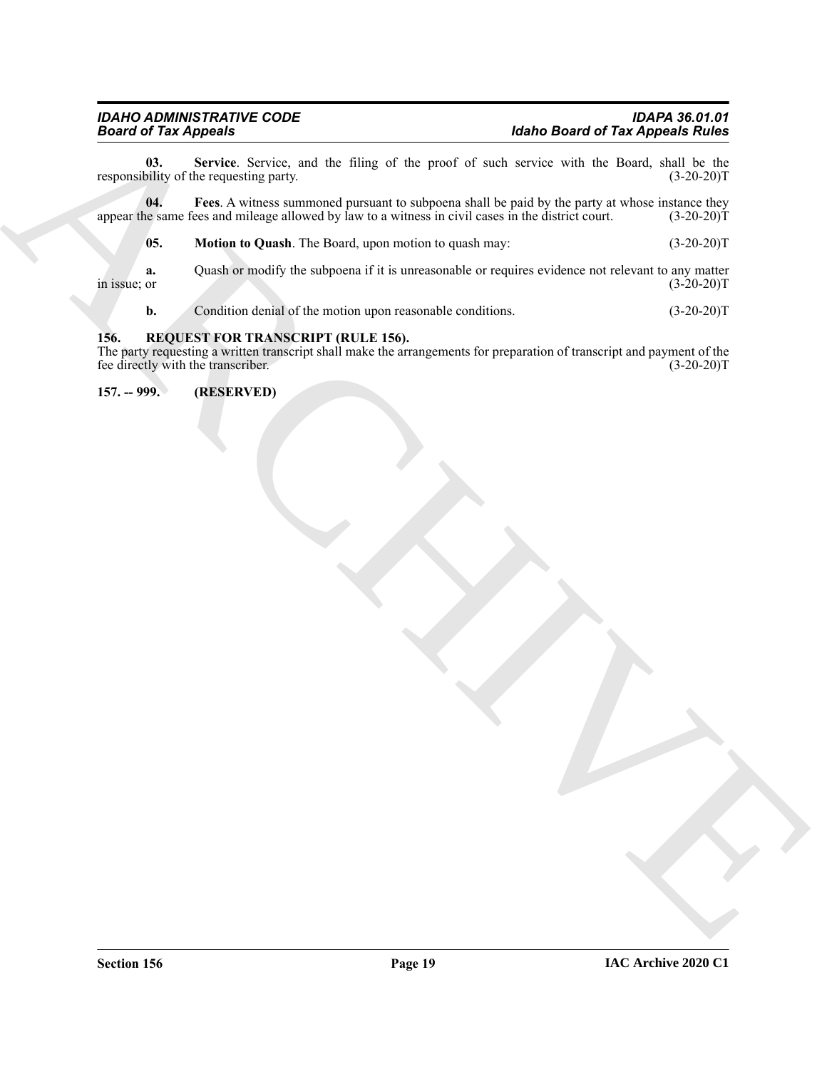**03. Service**. Service, and the filing of the proof of such service with the Board, shall be the responsibility of the requesting party. (3-20-20)T

**04. Fees**. A witness summoned pursuant to subpoena shall be paid by the party at whose instance they appear the same fees and mileage allowed by law to a witness in civil cases in the district court. (3-20-20)T

**05. Motion to Quash**. The Board, upon motion to quash may: (3-20-20)T

**a.** Quash or modify the subpoena if it is unreasonable or requires evidence not relevant to any matter in issue; or (3-20-20)T

**b.** Condition denial of the motion upon reasonable conditions. (3-20-20)T

### 156. REQUEST FOR TRANSCRIPT (RULE 156).

The party requesting a written transcript shall make the arrangements for preparation of transcript and payment of the fee directly with the transcriber. (3-20-20)T

### 157. -- 999. (RESERVED)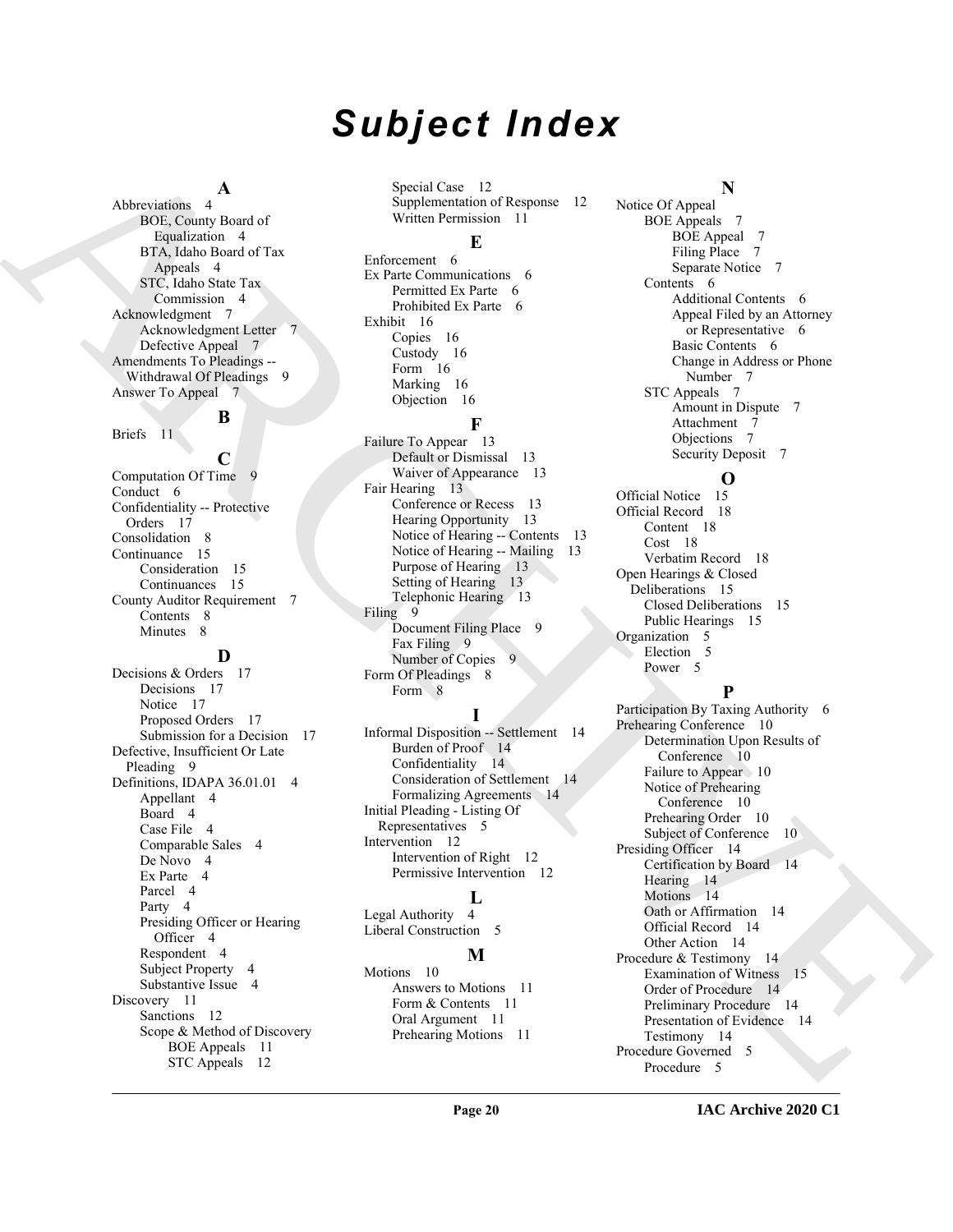# Subject Index

**A**

Abbreviations 4
- BOE, County Board of Equalization 4
- BTA, Idaho Board of Tax Appeals 4
- STC, Idaho State Tax Commission 4

Acknowledgment 7
- Acknowledgment Letter 7
- Defective Appeal 7

Amendments To Pleadings -- Withdrawal Of Pleadings 9

Answer To Appeal 7

**B**

Briefs 11

**C**

Computation Of Time 9

Conduct 6

Confidentiality -- Protective Orders 17

Consolidation 8

Continuance 15
- Consideration 15
- Continuances 15

County Auditor Requirement 7
- Contents 8
- Minutes 8

**D**

Decisions & Orders 17
- Decisions 17
- Notice 17
- Proposed Orders 17
- Submission for a Decision 17

Defective, Insufficient Or Late Pleading 9

Definitions, IDAPA 36.01.01 4
- Appellant 4
- Board 4
- Case File 4
- Comparable Sales 4
- De Novo 4
- Ex Parte 4
- Parcel 4
- Party 4
- Presiding Officer or Hearing Officer 4
- Respondent 4
- Subject Property 4
- Substantive Issue 4

Discovery 11
- Sanctions 12
- Scope & Method of Discovery
  - BOE Appeals 11
  - STC Appeals 12
- Special Case 12
- Supplementation of Response 12
- Written Permission 11

**E**

Enforcement 6

Ex Parte Communications 6
- Permitted Ex Parte 6
- Prohibited Ex Parte 6

Exhibit 16
- Copies 16
- Custody 16
- Form 16
- Marking 16
- Objection 16

**F**

Failure To Appear 13
- Default or Dismissal 13
- Waiver of Appearance 13

Fair Hearing 13
- Conference or Recess 13
- Hearing Opportunity 13
- Notice of Hearing -- Contents 13
- Notice of Hearing -- Mailing 13
- Purpose of Hearing 13
- Setting of Hearing 13
- Telephonic Hearing 13

Filing 9
- Document Filing Place 9
- Fax Filing 9
- Number of Copies 9

Form Of Pleadings 8
- Form 8

**I**

Informal Disposition -- Settlement 14
- Burden of Proof 14
- Confidentiality 14
- Consideration of Settlement 14
- Formalizing Agreements 14

Initial Pleading - Listing Of Representatives 5

Intervention 12
- Intervention of Right 12
- Permissive Intervention 12

**L**

Legal Authority 4

Liberal Construction 5

**M**

Motions 10
- Answers to Motions 11
- Form & Contents 11
- Oral Argument 11
- Prehearing Motions 11

**N**

Notice Of Appeal
- BOE Appeals 7
  - BOE Appeal 7
  - Filing Place 7
  - Separate Notice 7
- Contents 6
  - Additional Contents 6
  - Appeal Filed by an Attorney or Representative 6
  - Basic Contents 6
  - Change in Address or Phone Number 7
- STC Appeals 7
  - Amount in Dispute 7
  - Attachment 7
  - Objections 7
  - Security Deposit 7

**O**

Official Notice 15

Official Record 18
- Content 18
- Cost 18
- Verbatim Record 18

Open Hearings & Closed Deliberations 15
- Closed Deliberations 15
- Public Hearings 15

Organization 5
- Election 5
- Power 5

**P**

Participation By Taxing Authority 6

Prehearing Conference 10
- Determination Upon Results of Conference 10
- Failure to Appear 10
- Notice of Prehearing Conference 10
- Prehearing Order 10
- Subject of Conference 10

Presiding Officer 14
- Certification by Board 14
- Hearing 14
- Motions 14
- Oath or Affirmation 14
- Official Record 14
- Other Action 14

Procedure & Testimony 14
- Examination of Witness 15
- Order of Procedure 14
- Preliminary Procedure 14
- Presentation of Evidence 14
- Testimony 14

Procedure Governed 5
- Procedure 5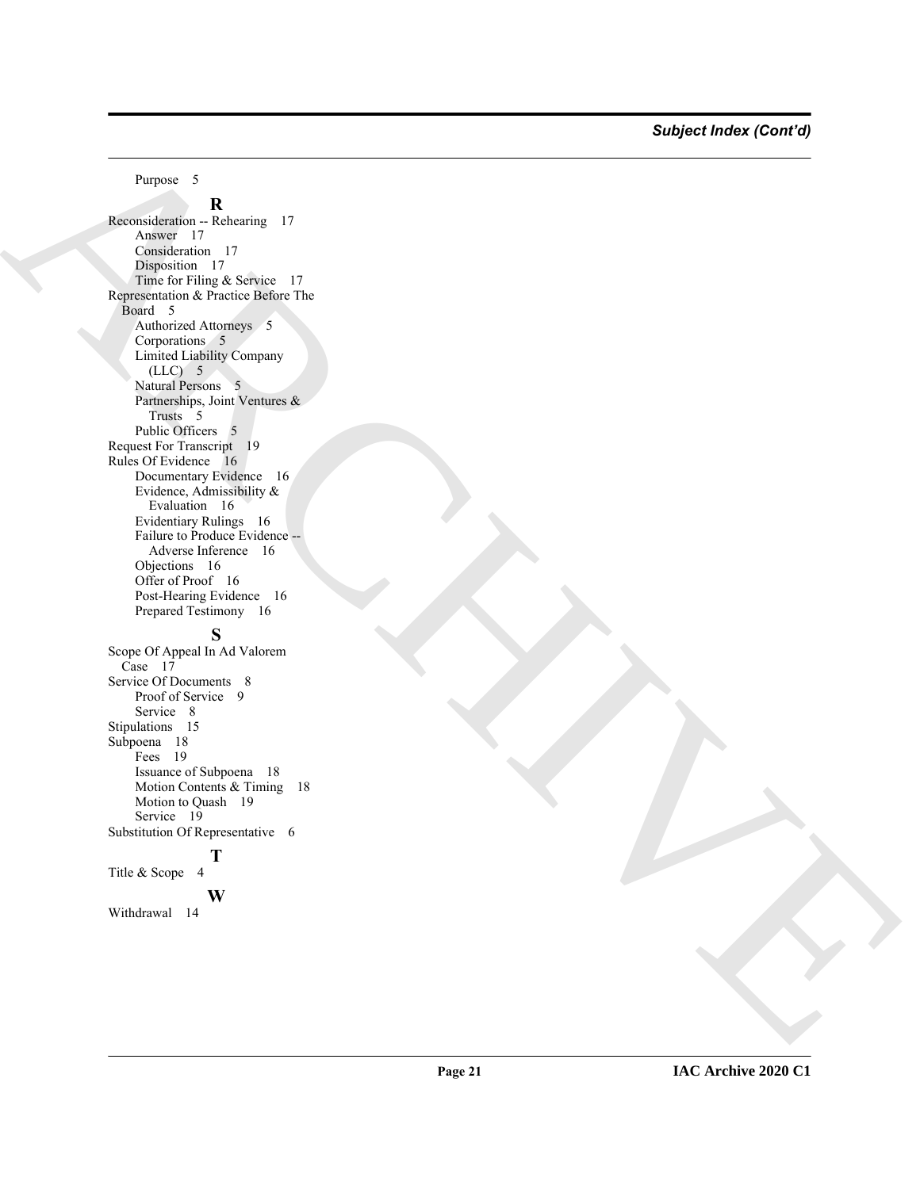Purpose 5

## R

Reconsideration -- Rehearing 17
- Answer 17
- Consideration 17
- Disposition 17
- Time for Filing & Service 17

Representation & Practice Before The Board 5
- Authorized Attorneys 5
- Corporations 5
- Limited Liability Company (LLC) 5
- Natural Persons 5
- Partnerships, Joint Ventures & Trusts 5
- Public Officers 5

Request For Transcript 19

Rules Of Evidence 16
- Documentary Evidence 16
- Evidence, Admissibility & Evaluation 16
- Evidentiary Rulings 16
- Failure to Produce Evidence -- Adverse Inference 16
- Objections 16
- Offer of Proof 16
- Post-Hearing Evidence 16
- Prepared Testimony 16

## S

Scope Of Appeal In Ad Valorem Case 17

Service Of Documents 8
- Proof of Service 9
- Service 8

Stipulations 15

Subpoena 18
- Fees 19
- Issuance of Subpoena 18
- Motion Contents & Timing 18
- Motion to Quash 19
- Service 19

Substitution Of Representative 6

## T

Title & Scope 4

## W

Withdrawal 14